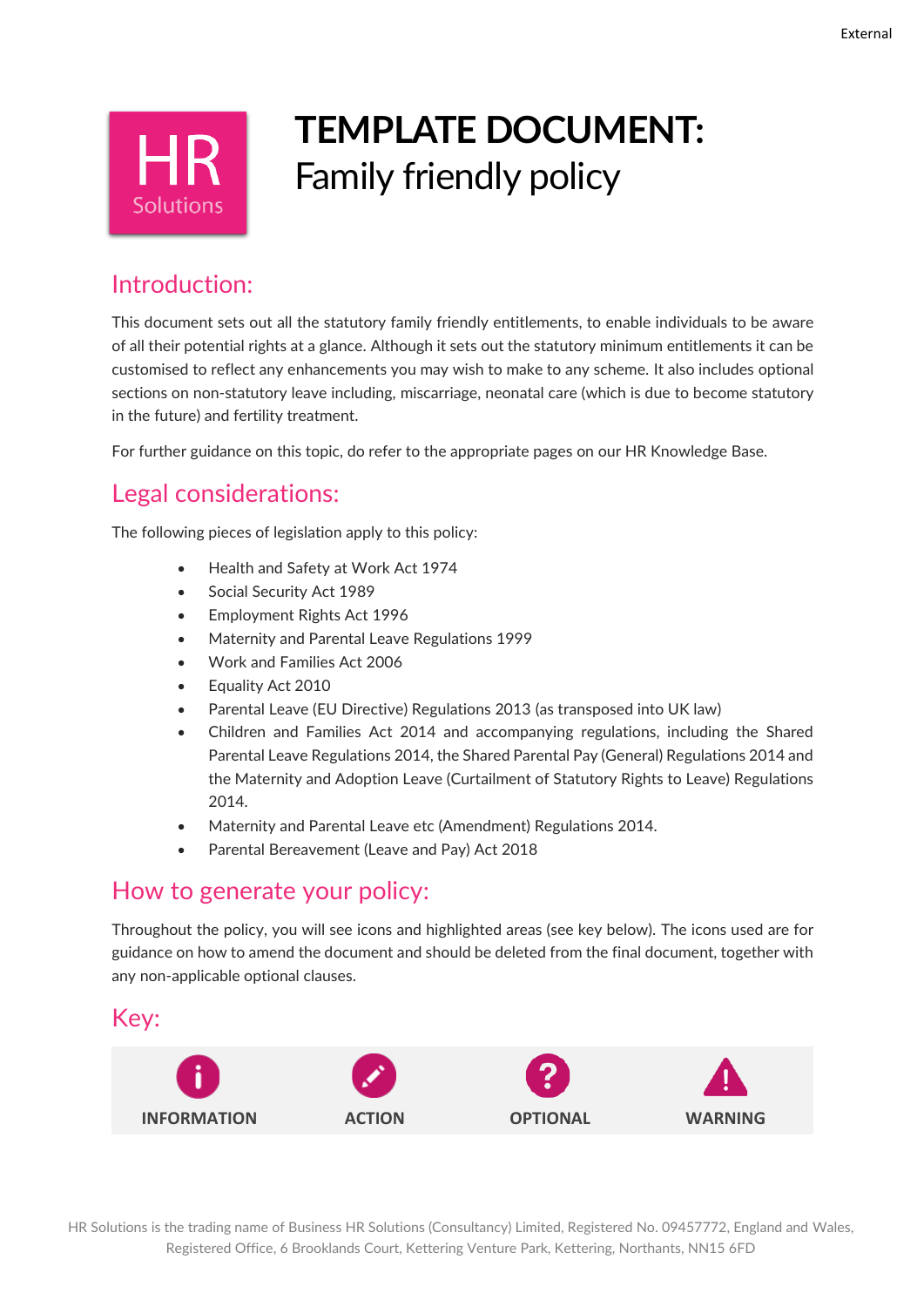# TEMPLATE DOCUMENT: Family friendly policy

## Introduction:

This document sets out all the statutory family friendly entitlements, to enable individuals to be aware of all their potential rights at a glance. Although it sets out the statutory minimum entitlements it can be customised to reflect any enhancements you may wish to make to any scheme. It also includes optional sections on non-statutory leave including, miscarriage, neonatal care (which is due to become statutory in the future) and fertility treatment.

For further guidance on this topic, do refer to the appropriate pages on our HR Knowledge Base.

## Legal considerations:

The following pieces of legislation apply to this policy:

- Health and Safety at Work Act 1974
- Social Security Act 1989
- Employment Rights Act 1996
- Maternity and Parental Leave Regulations 1999
- Work and Families Act 2006
- Equality Act 2010
- Parental Leave (EU Directive) Regulations 2013 (as transposed into UK law)
- Children and Families Act 2014 and accompanying regulations, including the Shared Parental Leave Regulations 2014, the Shared Parental Pay (General) Regulations 2014 and the Maternity and Adoption Leave (Curtailment of Statutory Rights to Leave) Regulations 2014.
- Maternity and Parental Leave etc (Amendment) Regulations 2014.
- Parental Bereavement (Leave and Pay) Act 2018

## How to generate your policy:

Throughout the policy, you will see icons and highlighted areas (see key below). The icons used are for guidance on how to amend the document and should be deleted from the final document, together with any non-applicable optional clauses.

## Key:

| INFORMATION | ACTION | OPTIONAL | WARNING |
|---|---|---|---|

HR Solutions is the trading name of Business HR Solutions (Consultancy) Limited, Registered No. 09457772, England and Wales, Registered Office, 6 Brooklands Court, Kettering Venture Park, Kettering, Northants, NN15 6FD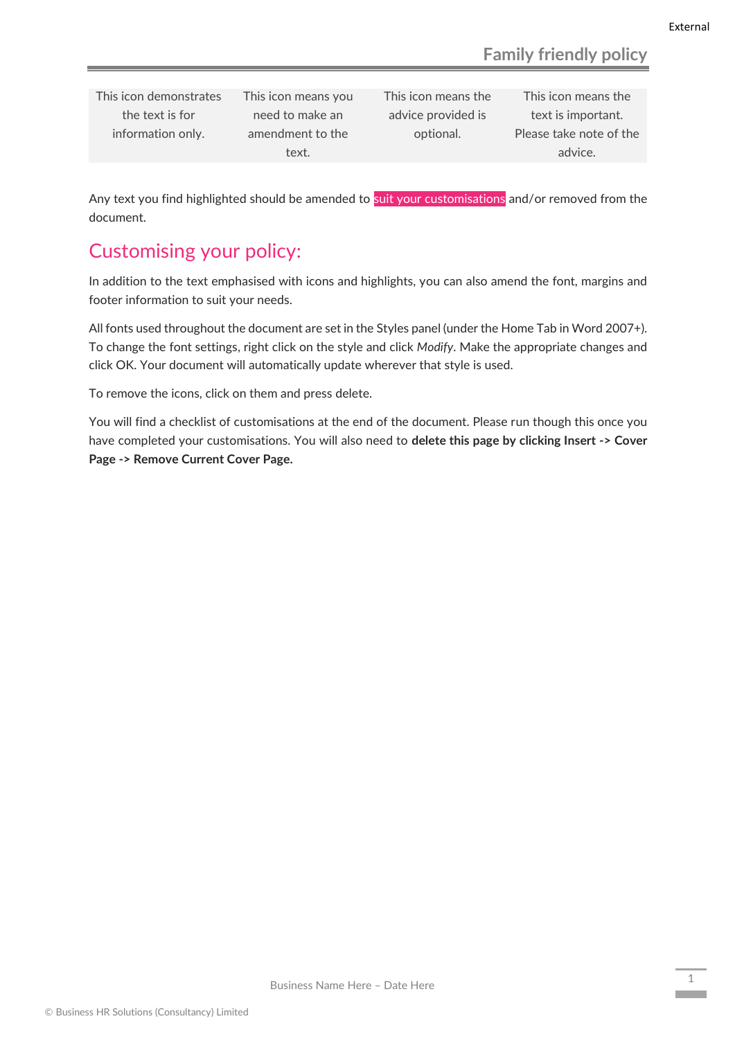| This icon demonstrates the text is for information only. | This icon means you need to make an amendment to the text. | This icon means the advice provided is optional. | This icon means the text is important. Please take note of the advice. |
|---|---|---|---|

Any text you find highlighted should be amended to suit your customisations and/or removed from the document.

## Customising your policy:

In addition to the text emphasised with icons and highlights, you can also amend the font, margins and footer information to suit your needs.

All fonts used throughout the document are set in the Styles panel (under the Home Tab in Word 2007+). To change the font settings, right click on the style and click *Modify*. Make the appropriate changes and click OK. Your document will automatically update wherever that style is used.

To remove the icons, click on them and press delete.

You will find a checklist of customisations at the end of the document. Please run though this once you have completed your customisations. You will also need to **delete this page by clicking Insert -> Cover Page -> Remove Current Cover Page.**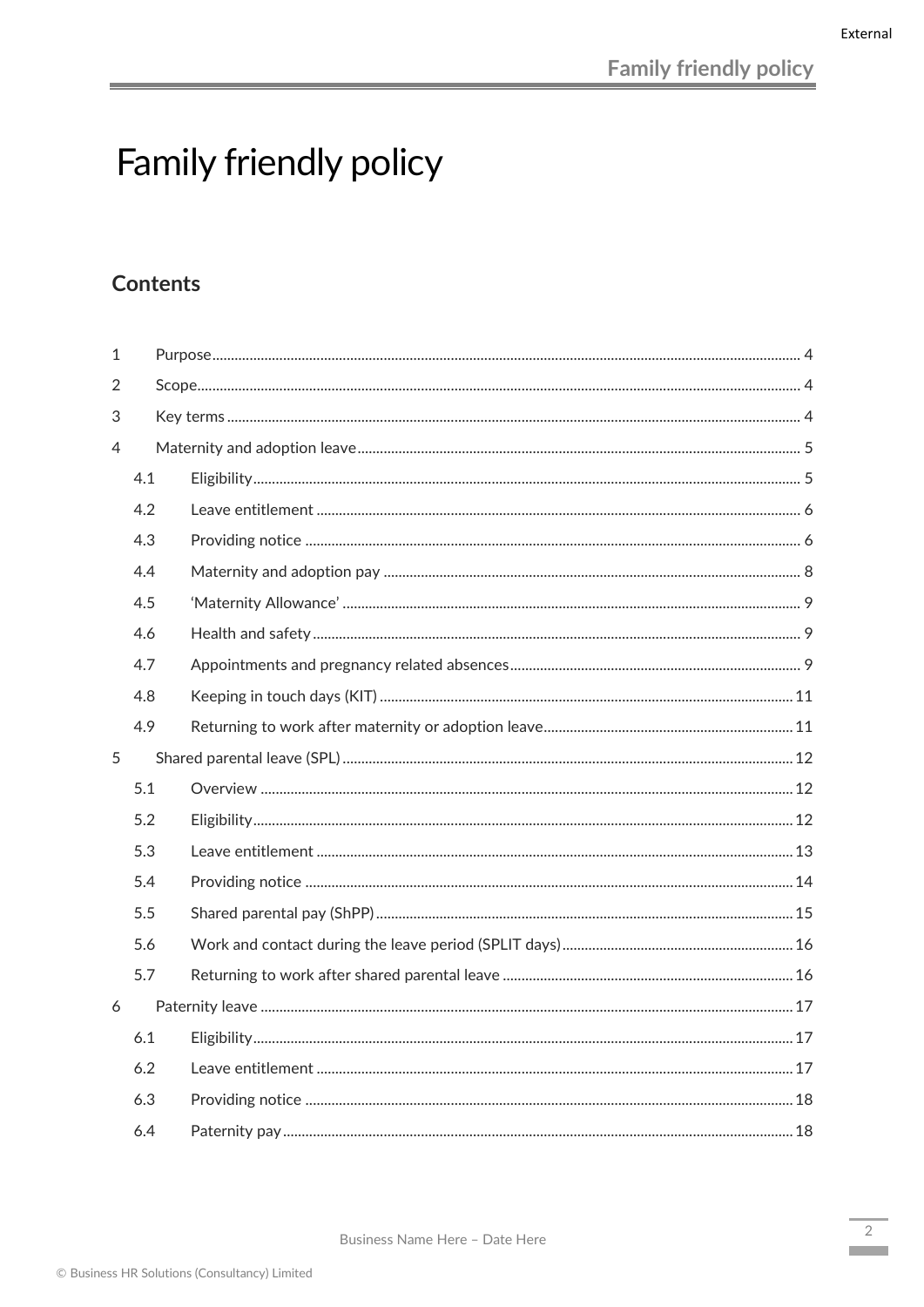# Family friendly policy

## Contents

| | | |
|---|---|---|
| 1 | Purpose | 4 |
| 2 | Scope | 4 |
| 3 | Key terms | 4 |
| 4 | Maternity and adoption leave | 5 |
| 4.1 | Eligibility | 5 |
| 4.2 | Leave entitlement | 6 |
| 4.3 | Providing notice | 6 |
| 4.4 | Maternity and adoption pay | 8 |
| 4.5 | 'Maternity Allowance' | 9 |
| 4.6 | Health and safety | 9 |
| 4.7 | Appointments and pregnancy related absences | 9 |
| 4.8 | Keeping in touch days (KIT) | 11 |
| 4.9 | Returning to work after maternity or adoption leave | 11 |
| 5 | Shared parental leave (SPL) | 12 |
| 5.1 | Overview | 12 |
| 5.2 | Eligibility | 12 |
| 5.3 | Leave entitlement | 13 |
| 5.4 | Providing notice | 14 |
| 5.5 | Shared parental pay (ShPP) | 15 |
| 5.6 | Work and contact during the leave period (SPLIT days) | 16 |
| 5.7 | Returning to work after shared parental leave | 16 |
| 6 | Paternity leave | 17 |
| 6.1 | Eligibility | 17 |
| 6.2 | Leave entitlement | 17 |
| 6.3 | Providing notice | 18 |
| 6.4 | Paternity pay | 18 |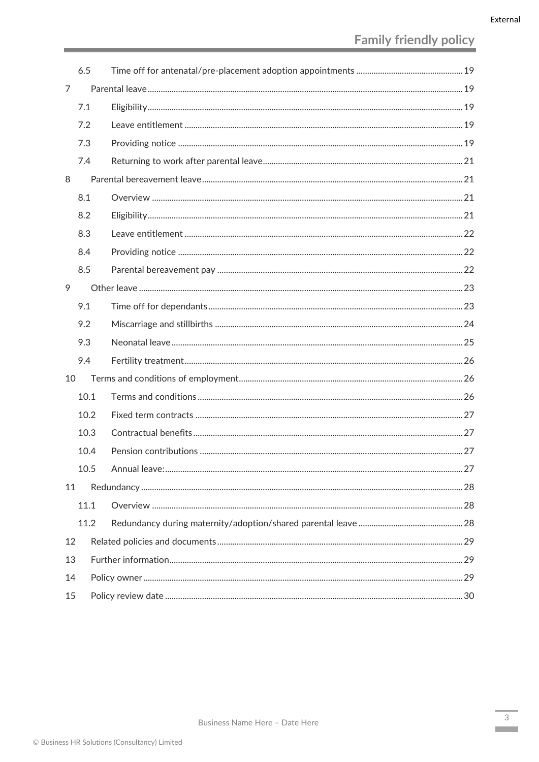- 6.5 Time off for antenatal/pre-placement adoption appointments ..... 19
- 7 Parental leave ..... 19
  - 7.1 Eligibility ..... 19
  - 7.2 Leave entitlement ..... 19
  - 7.3 Providing notice ..... 19
  - 7.4 Returning to work after parental leave ..... 21
- 8 Parental bereavement leave ..... 21
  - 8.1 Overview ..... 21
  - 8.2 Eligibility ..... 21
  - 8.3 Leave entitlement ..... 22
  - 8.4 Providing notice ..... 22
  - 8.5 Parental bereavement pay ..... 22
- 9 Other leave ..... 23
  - 9.1 Time off for dependants ..... 23
  - 9.2 Miscarriage and stillbirths ..... 24
  - 9.3 Neonatal leave ..... 25
  - 9.4 Fertility treatment ..... 26
- 10 Terms and conditions of employment ..... 26
  - 10.1 Terms and conditions ..... 26
  - 10.2 Fixed term contracts ..... 27
  - 10.3 Contractual benefits ..... 27
  - 10.4 Pension contributions ..... 27
  - 10.5 Annual leave: ..... 27
- 11 Redundancy ..... 28
  - 11.1 Overview ..... 28
  - 11.2 Redundancy during maternity/adoption/shared parental leave ..... 28
- 12 Related policies and documents ..... 29
- 13 Further information ..... 29
- 14 Policy owner ..... 29
- 15 Policy review date ..... 30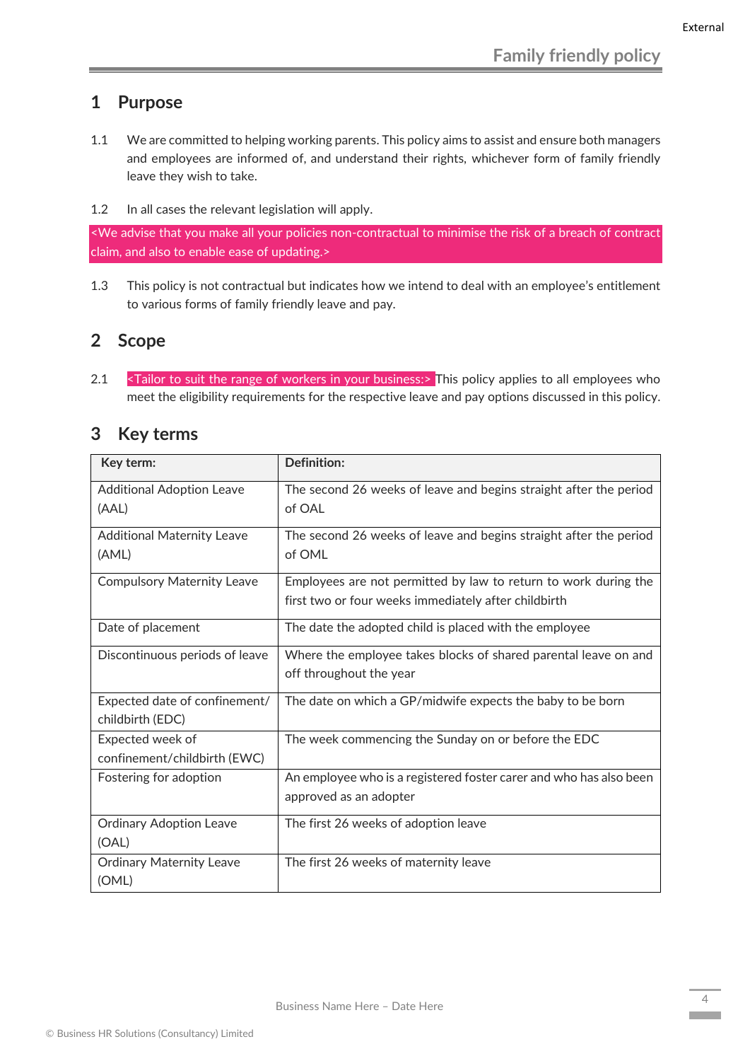## 1 Purpose

1.1 We are committed to helping working parents. This policy aims to assist and ensure both managers and employees are informed of, and understand their rights, whichever form of family friendly leave they wish to take.

1.2 In all cases the relevant legislation will apply.

<We advise that you make all your policies non-contractual to minimise the risk of a breach of contract claim, and also to enable ease of updating.>

1.3 This policy is not contractual but indicates how we intend to deal with an employee's entitlement to various forms of family friendly leave and pay.

## 2 Scope

2.1 <Tailor to suit the range of workers in your business:> This policy applies to all employees who meet the eligibility requirements for the respective leave and pay options discussed in this policy.

## 3 Key terms

| Key term: | Definition: |
|---|---|
| Additional Adoption Leave (AAL) | The second 26 weeks of leave and begins straight after the period of OAL |
| Additional Maternity Leave (AML) | The second 26 weeks of leave and begins straight after the period of OML |
| Compulsory Maternity Leave | Employees are not permitted by law to return to work during the first two or four weeks immediately after childbirth |
| Date of placement | The date the adopted child is placed with the employee |
| Discontinuous periods of leave | Where the employee takes blocks of shared parental leave on and off throughout the year |
| Expected date of confinement/ childbirth (EDC) | The date on which a GP/midwife expects the baby to be born |
| Expected week of confinement/childbirth (EWC) | The week commencing the Sunday on or before the EDC |
| Fostering for adoption | An employee who is a registered foster carer and who has also been approved as an adopter |
| Ordinary Adoption Leave (OAL) | The first 26 weeks of adoption leave |
| Ordinary Maternity Leave (OML) | The first 26 weeks of maternity leave |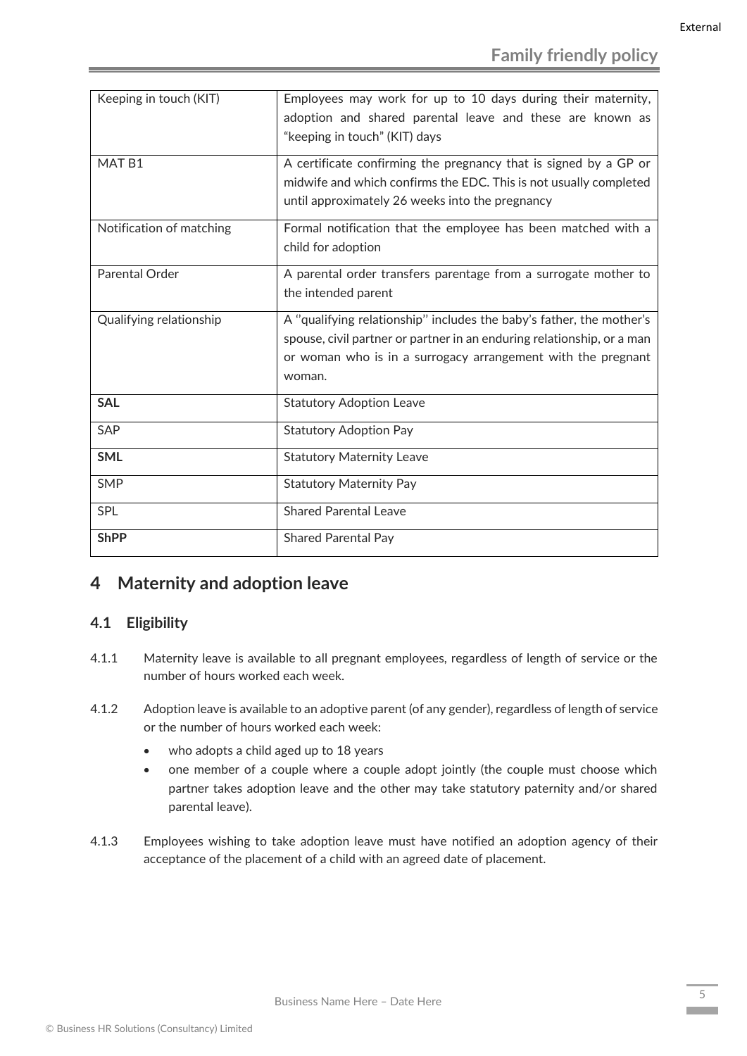| | |
|---|---|
| Keeping in touch (KIT) | Employees may work for up to 10 days during their maternity, adoption and shared parental leave and these are known as "keeping in touch" (KIT) days |
| MAT B1 | A certificate confirming the pregnancy that is signed by a GP or midwife and which confirms the EDC. This is not usually completed until approximately 26 weeks into the pregnancy |
| Notification of matching | Formal notification that the employee has been matched with a child for adoption |
| Parental Order | A parental order transfers parentage from a surrogate mother to the intended parent |
| Qualifying relationship | A ''qualifying relationship'' includes the baby's father, the mother's spouse, civil partner or partner in an enduring relationship, or a man or woman who is in a surrogacy arrangement with the pregnant woman. |
| **SAL** | Statutory Adoption Leave |
| SAP | Statutory Adoption Pay |
| **SML** | Statutory Maternity Leave |
| SMP | Statutory Maternity Pay |
| SPL | Shared Parental Leave |
| **ShPP** | Shared Parental Pay |

# 4 Maternity and adoption leave

## 4.1 Eligibility

4.1.1 Maternity leave is available to all pregnant employees, regardless of length of service or the number of hours worked each week.

4.1.2 Adoption leave is available to an adoptive parent (of any gender), regardless of length of service or the number of hours worked each week:

- who adopts a child aged up to 18 years
- one member of a couple where a couple adopt jointly (the couple must choose which partner takes adoption leave and the other may take statutory paternity and/or shared parental leave).

4.1.3 Employees wishing to take adoption leave must have notified an adoption agency of their acceptance of the placement of a child with an agreed date of placement.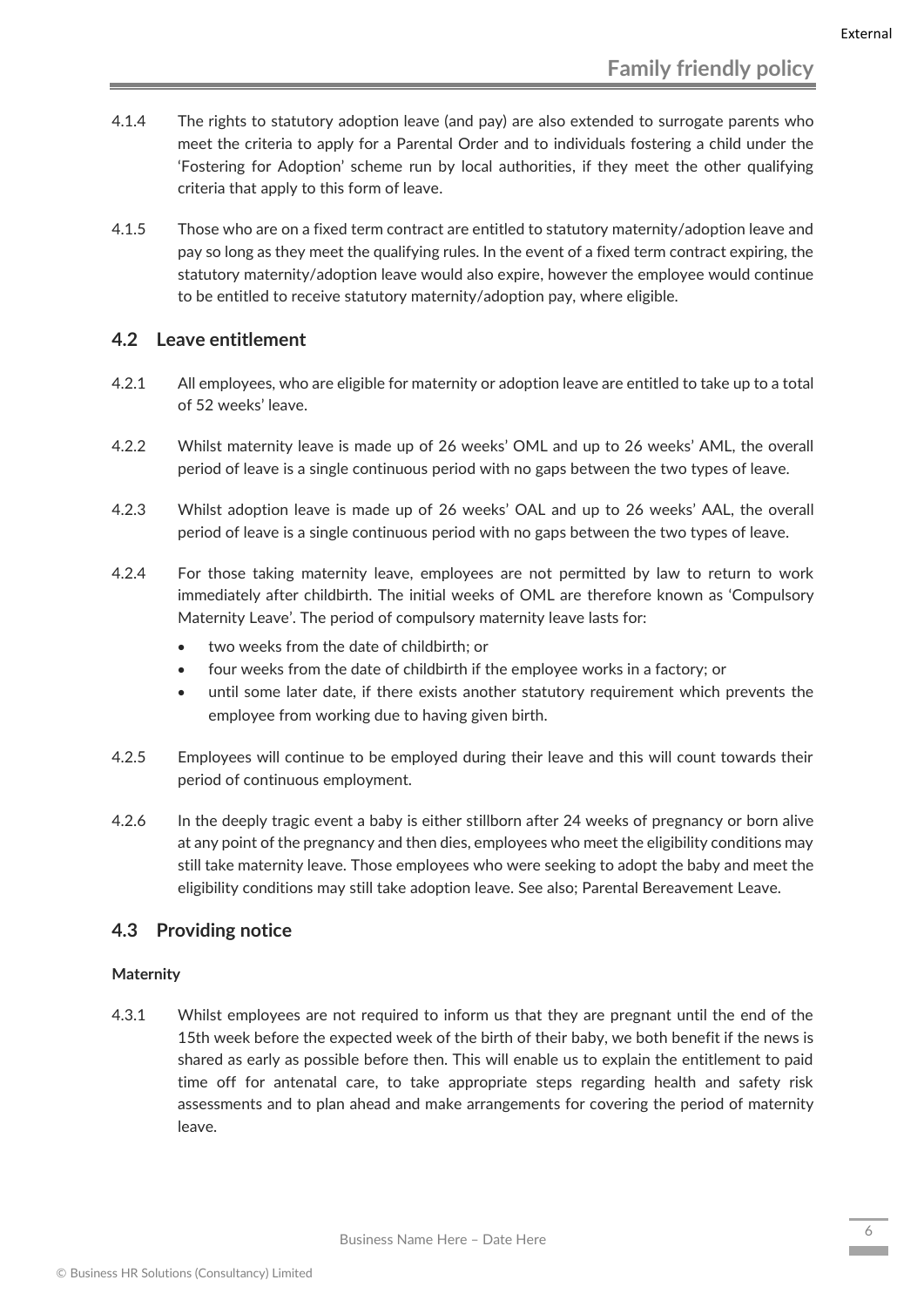4.1.4 The rights to statutory adoption leave (and pay) are also extended to surrogate parents who meet the criteria to apply for a Parental Order and to individuals fostering a child under the 'Fostering for Adoption' scheme run by local authorities, if they meet the other qualifying criteria that apply to this form of leave.

4.1.5 Those who are on a fixed term contract are entitled to statutory maternity/adoption leave and pay so long as they meet the qualifying rules. In the event of a fixed term contract expiring, the statutory maternity/adoption leave would also expire, however the employee would continue to be entitled to receive statutory maternity/adoption pay, where eligible.

## 4.2 Leave entitlement

4.2.1 All employees, who are eligible for maternity or adoption leave are entitled to take up to a total of 52 weeks' leave.

4.2.2 Whilst maternity leave is made up of 26 weeks' OML and up to 26 weeks' AML, the overall period of leave is a single continuous period with no gaps between the two types of leave.

4.2.3 Whilst adoption leave is made up of 26 weeks' OAL and up to 26 weeks' AAL, the overall period of leave is a single continuous period with no gaps between the two types of leave.

4.2.4 For those taking maternity leave, employees are not permitted by law to return to work immediately after childbirth. The initial weeks of OML are therefore known as 'Compulsory Maternity Leave'. The period of compulsory maternity leave lasts for:

- two weeks from the date of childbirth; or
- four weeks from the date of childbirth if the employee works in a factory; or
- until some later date, if there exists another statutory requirement which prevents the employee from working due to having given birth.

4.2.5 Employees will continue to be employed during their leave and this will count towards their period of continuous employment.

4.2.6 In the deeply tragic event a baby is either stillborn after 24 weeks of pregnancy or born alive at any point of the pregnancy and then dies, employees who meet the eligibility conditions may still take maternity leave. Those employees who were seeking to adopt the baby and meet the eligibility conditions may still take adoption leave. See also; Parental Bereavement Leave.

## 4.3 Providing notice

**Maternity**

4.3.1 Whilst employees are not required to inform us that they are pregnant until the end of the 15th week before the expected week of the birth of their baby, we both benefit if the news is shared as early as possible before then. This will enable us to explain the entitlement to paid time off for antenatal care, to take appropriate steps regarding health and safety risk assessments and to plan ahead and make arrangements for covering the period of maternity leave.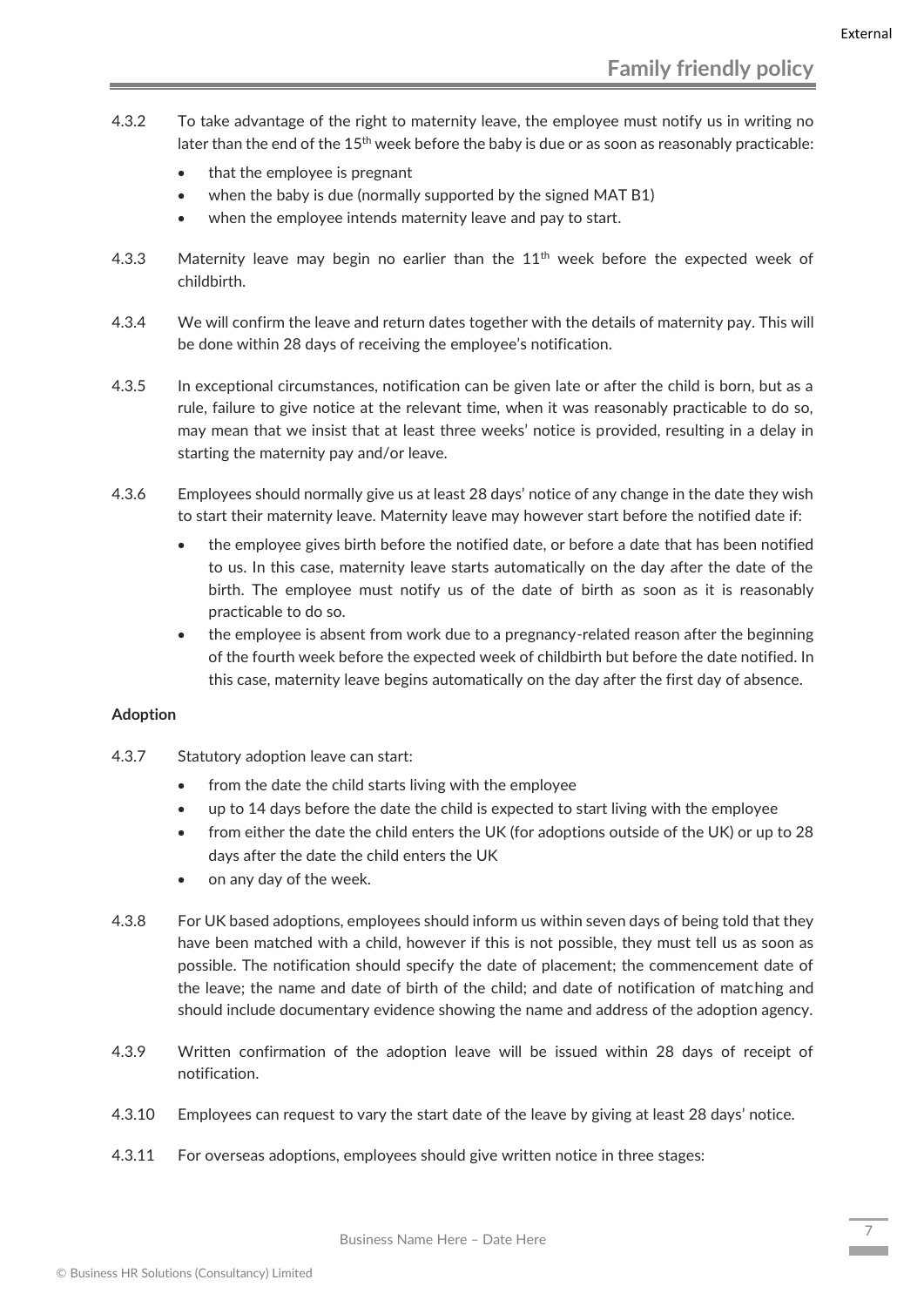4.3.2 To take advantage of the right to maternity leave, the employee must notify us in writing no later than the end of the 15th week before the baby is due or as soon as reasonably practicable:

- that the employee is pregnant
- when the baby is due (normally supported by the signed MAT B1)
- when the employee intends maternity leave and pay to start.

4.3.3 Maternity leave may begin no earlier than the 11th week before the expected week of childbirth.

4.3.4 We will confirm the leave and return dates together with the details of maternity pay. This will be done within 28 days of receiving the employee's notification.

4.3.5 In exceptional circumstances, notification can be given late or after the child is born, but as a rule, failure to give notice at the relevant time, when it was reasonably practicable to do so, may mean that we insist that at least three weeks' notice is provided, resulting in a delay in starting the maternity pay and/or leave.

4.3.6 Employees should normally give us at least 28 days' notice of any change in the date they wish to start their maternity leave. Maternity leave may however start before the notified date if:

- the employee gives birth before the notified date, or before a date that has been notified to us. In this case, maternity leave starts automatically on the day after the date of the birth. The employee must notify us of the date of birth as soon as it is reasonably practicable to do so.
- the employee is absent from work due to a pregnancy-related reason after the beginning of the fourth week before the expected week of childbirth but before the date notified. In this case, maternity leave begins automatically on the day after the first day of absence.

**Adoption**

4.3.7 Statutory adoption leave can start:

- from the date the child starts living with the employee
- up to 14 days before the date the child is expected to start living with the employee
- from either the date the child enters the UK (for adoptions outside of the UK) or up to 28 days after the date the child enters the UK
- on any day of the week.

4.3.8 For UK based adoptions, employees should inform us within seven days of being told that they have been matched with a child, however if this is not possible, they must tell us as soon as possible. The notification should specify the date of placement; the commencement date of the leave; the name and date of birth of the child; and date of notification of matching and should include documentary evidence showing the name and address of the adoption agency.

4.3.9 Written confirmation of the adoption leave will be issued within 28 days of receipt of notification.

4.3.10 Employees can request to vary the start date of the leave by giving at least 28 days' notice.

4.3.11 For overseas adoptions, employees should give written notice in three stages: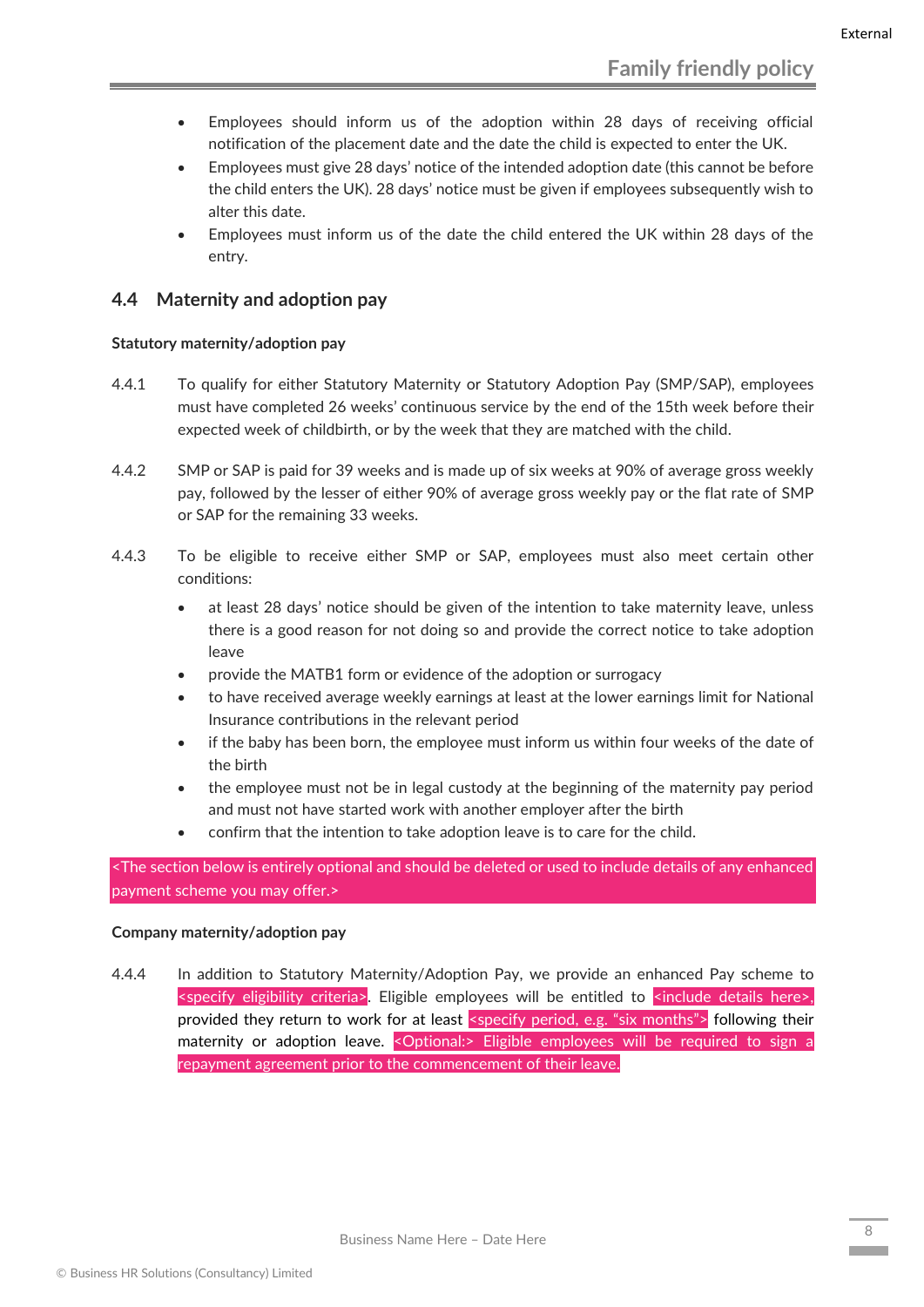- Employees should inform us of the adoption within 28 days of receiving official notification of the placement date and the date the child is expected to enter the UK.
- Employees must give 28 days' notice of the intended adoption date (this cannot be before the child enters the UK). 28 days' notice must be given if employees subsequently wish to alter this date.
- Employees must inform us of the date the child entered the UK within 28 days of the entry.

## 4.4 Maternity and adoption pay

**Statutory maternity/adoption pay**

4.4.1 To qualify for either Statutory Maternity or Statutory Adoption Pay (SMP/SAP), employees must have completed 26 weeks' continuous service by the end of the 15th week before their expected week of childbirth, or by the week that they are matched with the child.

4.4.2 SMP or SAP is paid for 39 weeks and is made up of six weeks at 90% of average gross weekly pay, followed by the lesser of either 90% of average gross weekly pay or the flat rate of SMP or SAP for the remaining 33 weeks.

4.4.3 To be eligible to receive either SMP or SAP, employees must also meet certain other conditions:

- at least 28 days' notice should be given of the intention to take maternity leave, unless there is a good reason for not doing so and provide the correct notice to take adoption leave
- provide the MATB1 form or evidence of the adoption or surrogacy
- to have received average weekly earnings at least at the lower earnings limit for National Insurance contributions in the relevant period
- if the baby has been born, the employee must inform us within four weeks of the date of the birth
- the employee must not be in legal custody at the beginning of the maternity pay period and must not have started work with another employer after the birth
- confirm that the intention to take adoption leave is to care for the child.

<The section below is entirely optional and should be deleted or used to include details of any enhanced payment scheme you may offer.>

**Company maternity/adoption pay**

4.4.4 In addition to Statutory Maternity/Adoption Pay, we provide an enhanced Pay scheme to <specify eligibility criteria>. Eligible employees will be entitled to <include details here>, provided they return to work for at least <specify period, e.g. "six months"> following their maternity or adoption leave. <Optional:> Eligible employees will be required to sign a repayment agreement prior to the commencement of their leave.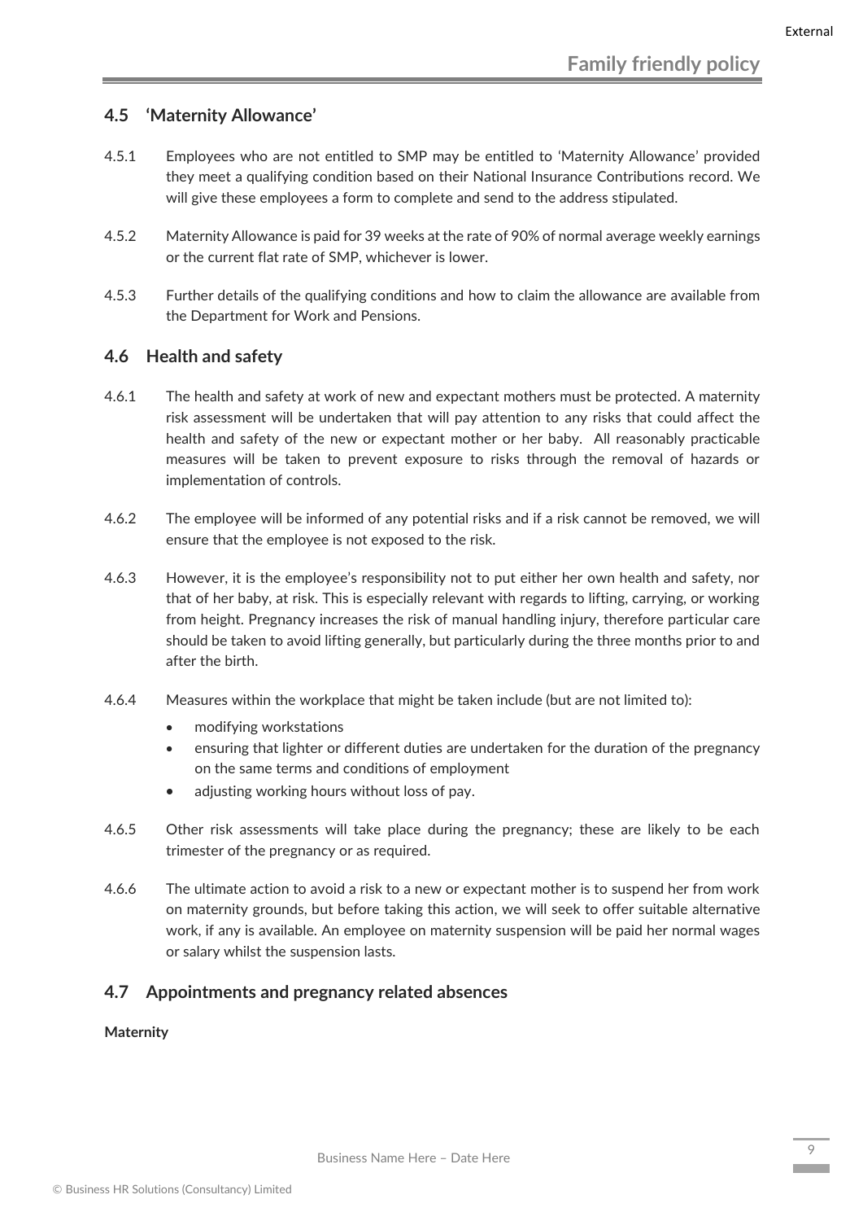## 4.5 'Maternity Allowance'

4.5.1 Employees who are not entitled to SMP may be entitled to 'Maternity Allowance' provided they meet a qualifying condition based on their National Insurance Contributions record. We will give these employees a form to complete and send to the address stipulated.

4.5.2 Maternity Allowance is paid for 39 weeks at the rate of 90% of normal average weekly earnings or the current flat rate of SMP, whichever is lower.

4.5.3 Further details of the qualifying conditions and how to claim the allowance are available from the Department for Work and Pensions.

## 4.6 Health and safety

4.6.1 The health and safety at work of new and expectant mothers must be protected. A maternity risk assessment will be undertaken that will pay attention to any risks that could affect the health and safety of the new or expectant mother or her baby. All reasonably practicable measures will be taken to prevent exposure to risks through the removal of hazards or implementation of controls.

4.6.2 The employee will be informed of any potential risks and if a risk cannot be removed, we will ensure that the employee is not exposed to the risk.

4.6.3 However, it is the employee's responsibility not to put either her own health and safety, nor that of her baby, at risk. This is especially relevant with regards to lifting, carrying, or working from height. Pregnancy increases the risk of manual handling injury, therefore particular care should be taken to avoid lifting generally, but particularly during the three months prior to and after the birth.

4.6.4 Measures within the workplace that might be taken include (but are not limited to):

- modifying workstations
- ensuring that lighter or different duties are undertaken for the duration of the pregnancy on the same terms and conditions of employment
- adjusting working hours without loss of pay.

4.6.5 Other risk assessments will take place during the pregnancy; these are likely to be each trimester of the pregnancy or as required.

4.6.6 The ultimate action to avoid a risk to a new or expectant mother is to suspend her from work on maternity grounds, but before taking this action, we will seek to offer suitable alternative work, if any is available. An employee on maternity suspension will be paid her normal wages or salary whilst the suspension lasts.

## 4.7 Appointments and pregnancy related absences

**Maternity**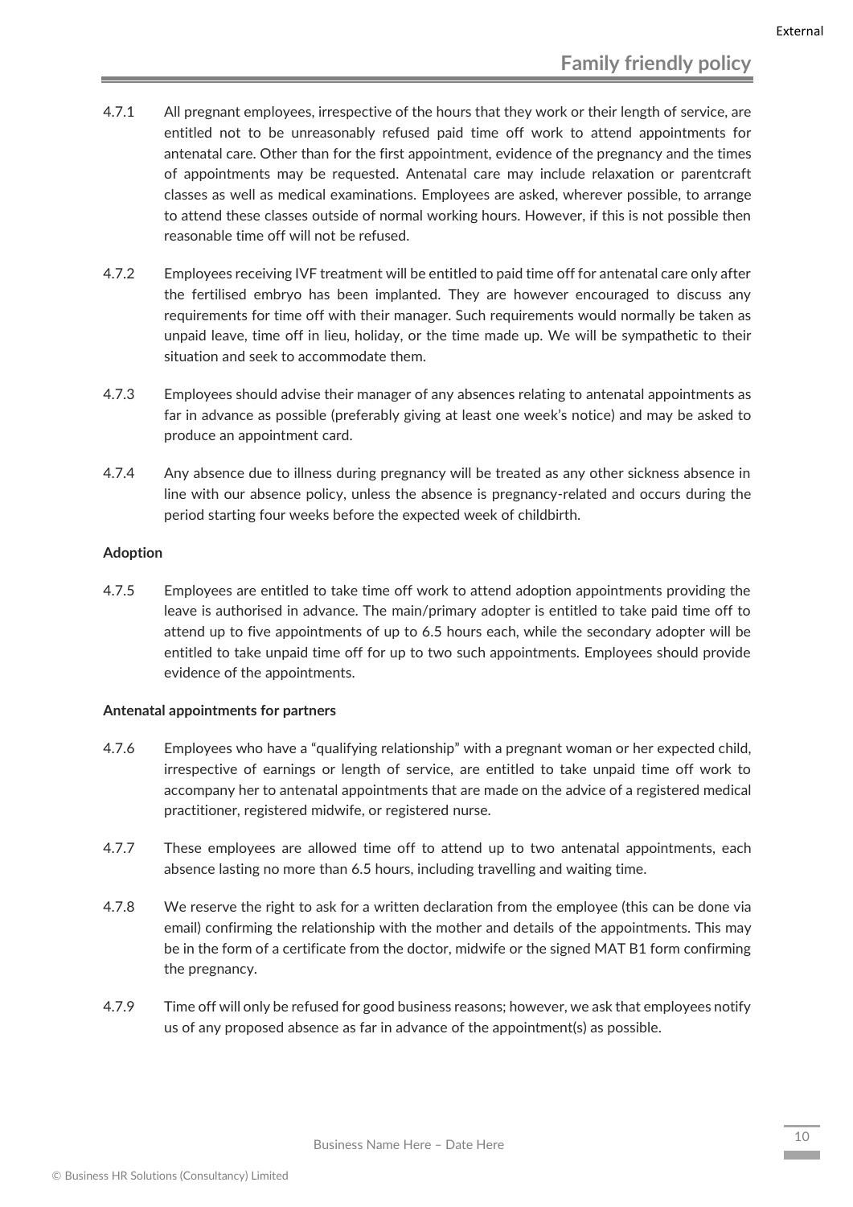4.7.1 All pregnant employees, irrespective of the hours that they work or their length of service, are entitled not to be unreasonably refused paid time off work to attend appointments for antenatal care. Other than for the first appointment, evidence of the pregnancy and the times of appointments may be requested. Antenatal care may include relaxation or parentcraft classes as well as medical examinations. Employees are asked, wherever possible, to arrange to attend these classes outside of normal working hours. However, if this is not possible then reasonable time off will not be refused.

4.7.2 Employees receiving IVF treatment will be entitled to paid time off for antenatal care only after the fertilised embryo has been implanted. They are however encouraged to discuss any requirements for time off with their manager. Such requirements would normally be taken as unpaid leave, time off in lieu, holiday, or the time made up. We will be sympathetic to their situation and seek to accommodate them.

4.7.3 Employees should advise their manager of any absences relating to antenatal appointments as far in advance as possible (preferably giving at least one week's notice) and may be asked to produce an appointment card.

4.7.4 Any absence due to illness during pregnancy will be treated as any other sickness absence in line with our absence policy, unless the absence is pregnancy-related and occurs during the period starting four weeks before the expected week of childbirth.

**Adoption**

4.7.5 Employees are entitled to take time off work to attend adoption appointments providing the leave is authorised in advance. The main/primary adopter is entitled to take paid time off to attend up to five appointments of up to 6.5 hours each, while the secondary adopter will be entitled to take unpaid time off for up to two such appointments. Employees should provide evidence of the appointments.

**Antenatal appointments for partners**

4.7.6 Employees who have a "qualifying relationship" with a pregnant woman or her expected child, irrespective of earnings or length of service, are entitled to take unpaid time off work to accompany her to antenatal appointments that are made on the advice of a registered medical practitioner, registered midwife, or registered nurse.

4.7.7 These employees are allowed time off to attend up to two antenatal appointments, each absence lasting no more than 6.5 hours, including travelling and waiting time.

4.7.8 We reserve the right to ask for a written declaration from the employee (this can be done via email) confirming the relationship with the mother and details of the appointments. This may be in the form of a certificate from the doctor, midwife or the signed MAT B1 form confirming the pregnancy.

4.7.9 Time off will only be refused for good business reasons; however, we ask that employees notify us of any proposed absence as far in advance of the appointment(s) as possible.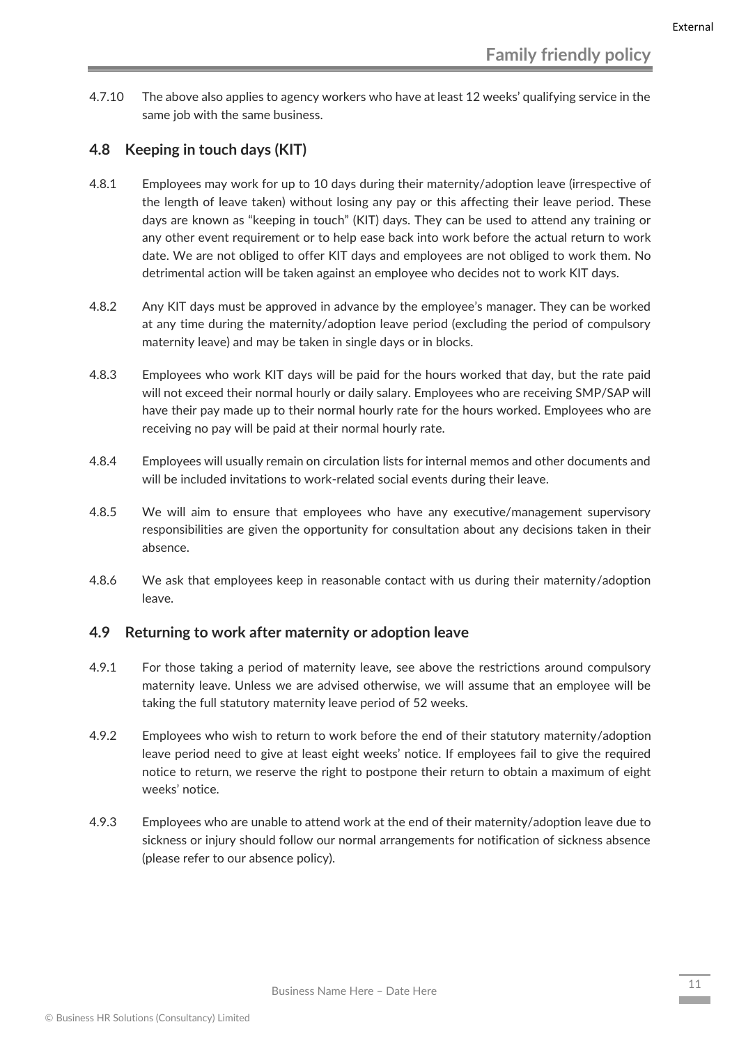4.7.10 The above also applies to agency workers who have at least 12 weeks' qualifying service in the same job with the same business.

## 4.8 Keeping in touch days (KIT)

4.8.1 Employees may work for up to 10 days during their maternity/adoption leave (irrespective of the length of leave taken) without losing any pay or this affecting their leave period. These days are known as "keeping in touch" (KIT) days. They can be used to attend any training or any other event requirement or to help ease back into work before the actual return to work date. We are not obliged to offer KIT days and employees are not obliged to work them. No detrimental action will be taken against an employee who decides not to work KIT days.

4.8.2 Any KIT days must be approved in advance by the employee's manager. They can be worked at any time during the maternity/adoption leave period (excluding the period of compulsory maternity leave) and may be taken in single days or in blocks.

4.8.3 Employees who work KIT days will be paid for the hours worked that day, but the rate paid will not exceed their normal hourly or daily salary. Employees who are receiving SMP/SAP will have their pay made up to their normal hourly rate for the hours worked. Employees who are receiving no pay will be paid at their normal hourly rate.

4.8.4 Employees will usually remain on circulation lists for internal memos and other documents and will be included invitations to work-related social events during their leave.

4.8.5 We will aim to ensure that employees who have any executive/management supervisory responsibilities are given the opportunity for consultation about any decisions taken in their absence.

4.8.6 We ask that employees keep in reasonable contact with us during their maternity/adoption leave.

## 4.9 Returning to work after maternity or adoption leave

4.9.1 For those taking a period of maternity leave, see above the restrictions around compulsory maternity leave. Unless we are advised otherwise, we will assume that an employee will be taking the full statutory maternity leave period of 52 weeks.

4.9.2 Employees who wish to return to work before the end of their statutory maternity/adoption leave period need to give at least eight weeks' notice. If employees fail to give the required notice to return, we reserve the right to postpone their return to obtain a maximum of eight weeks' notice.

4.9.3 Employees who are unable to attend work at the end of their maternity/adoption leave due to sickness or injury should follow our normal arrangements for notification of sickness absence (please refer to our absence policy).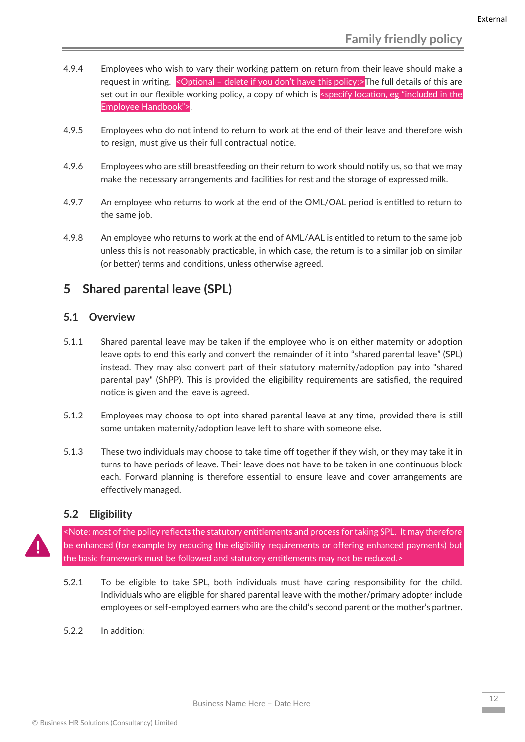4.9.4 Employees who wish to vary their working pattern on return from their leave should make a request in writing. <Optional – delete if you don't have this policy:>The full details of this are set out in our flexible working policy, a copy of which is <specify location, eg "included in the Employee Handbook">.

4.9.5 Employees who do not intend to return to work at the end of their leave and therefore wish to resign, must give us their full contractual notice.

4.9.6 Employees who are still breastfeeding on their return to work should notify us, so that we may make the necessary arrangements and facilities for rest and the storage of expressed milk.

4.9.7 An employee who returns to work at the end of the OML/OAL period is entitled to return to the same job.

4.9.8 An employee who returns to work at the end of AML/AAL is entitled to return to the same job unless this is not reasonably practicable, in which case, the return is to a similar job on similar (or better) terms and conditions, unless otherwise agreed.

# 5 Shared parental leave (SPL)

## 5.1 Overview

5.1.1 Shared parental leave may be taken if the employee who is on either maternity or adoption leave opts to end this early and convert the remainder of it into "shared parental leave" (SPL) instead. They may also convert part of their statutory maternity/adoption pay into "shared parental pay" (ShPP). This is provided the eligibility requirements are satisfied, the required notice is given and the leave is agreed.

5.1.2 Employees may choose to opt into shared parental leave at any time, provided there is still some untaken maternity/adoption leave left to share with someone else.

5.1.3 These two individuals may choose to take time off together if they wish, or they may take it in turns to have periods of leave. Their leave does not have to be taken in one continuous block each. Forward planning is therefore essential to ensure leave and cover arrangements are effectively managed.

## 5.2 Eligibility

<Note: most of the policy reflects the statutory entitlements and process for taking SPL. It may therefore be enhanced (for example by reducing the eligibility requirements or offering enhanced payments) but the basic framework must be followed and statutory entitlements may not be reduced.>

5.2.1 To be eligible to take SPL, both individuals must have caring responsibility for the child. Individuals who are eligible for shared parental leave with the mother/primary adopter include employees or self-employed earners who are the child's second parent or the mother's partner.

5.2.2 In addition: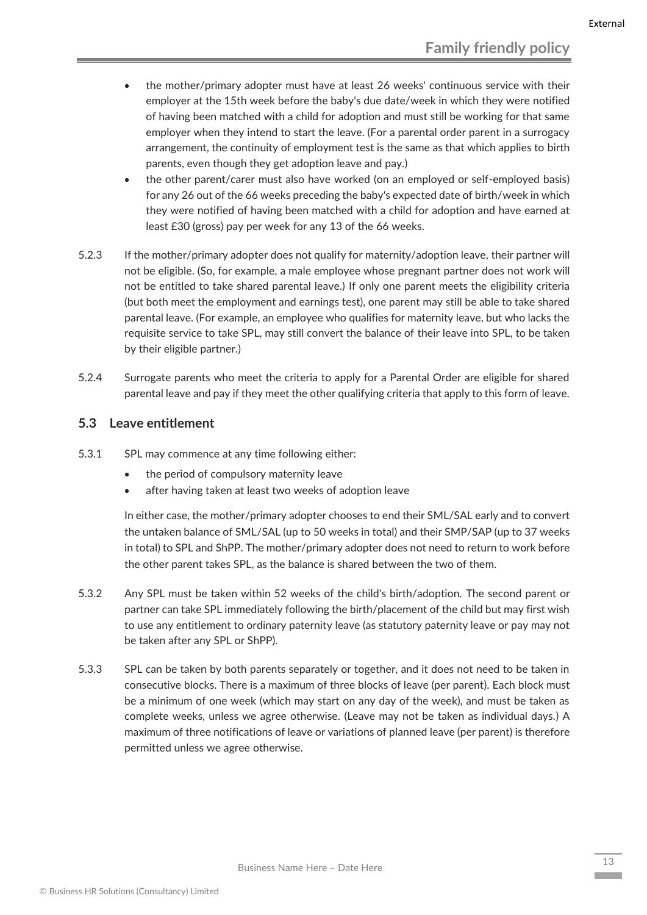- the mother/primary adopter must have at least 26 weeks' continuous service with their employer at the 15th week before the baby's due date/week in which they were notified of having been matched with a child for adoption and must still be working for that same employer when they intend to start the leave. (For a parental order parent in a surrogacy arrangement, the continuity of employment test is the same as that which applies to birth parents, even though they get adoption leave and pay.)
- the other parent/carer must also have worked (on an employed or self-employed basis) for any 26 out of the 66 weeks preceding the baby's expected date of birth/week in which they were notified of having been matched with a child for adoption and have earned at least £30 (gross) pay per week for any 13 of the 66 weeks.

5.2.3 If the mother/primary adopter does not qualify for maternity/adoption leave, their partner will not be eligible. (So, for example, a male employee whose pregnant partner does not work will not be entitled to take shared parental leave.) If only one parent meets the eligibility criteria (but both meet the employment and earnings test), one parent may still be able to take shared parental leave. (For example, an employee who qualifies for maternity leave, but who lacks the requisite service to take SPL, may still convert the balance of their leave into SPL, to be taken by their eligible partner.)

5.2.4 Surrogate parents who meet the criteria to apply for a Parental Order are eligible for shared parental leave and pay if they meet the other qualifying criteria that apply to this form of leave.

### 5.3 Leave entitlement

5.3.1 SPL may commence at any time following either:

- the period of compulsory maternity leave
- after having taken at least two weeks of adoption leave

In either case, the mother/primary adopter chooses to end their SML/SAL early and to convert the untaken balance of SML/SAL (up to 50 weeks in total) and their SMP/SAP (up to 37 weeks in total) to SPL and ShPP. The mother/primary adopter does not need to return to work before the other parent takes SPL, as the balance is shared between the two of them.

5.3.2 Any SPL must be taken within 52 weeks of the child's birth/adoption. The second parent or partner can take SPL immediately following the birth/placement of the child but may first wish to use any entitlement to ordinary paternity leave (as statutory paternity leave or pay may not be taken after any SPL or ShPP).

5.3.3 SPL can be taken by both parents separately or together, and it does not need to be taken in consecutive blocks. There is a maximum of three blocks of leave (per parent). Each block must be a minimum of one week (which may start on any day of the week), and must be taken as complete weeks, unless we agree otherwise. (Leave may not be taken as individual days.) A maximum of three notifications of leave or variations of planned leave (per parent) is therefore permitted unless we agree otherwise.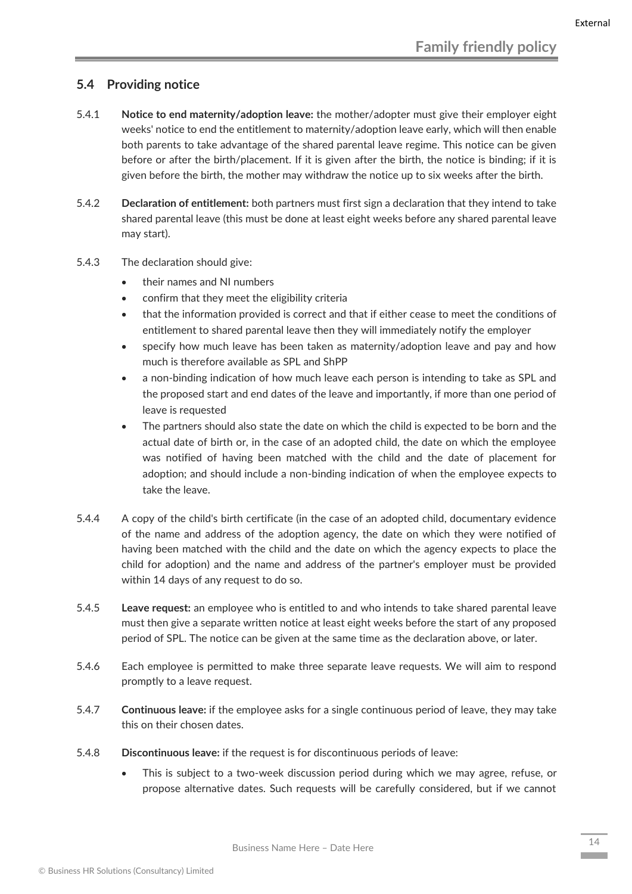### 5.4 Providing notice

5.4.1 **Notice to end maternity/adoption leave:** the mother/adopter must give their employer eight weeks' notice to end the entitlement to maternity/adoption leave early, which will then enable both parents to take advantage of the shared parental leave regime. This notice can be given before or after the birth/placement. If it is given after the birth, the notice is binding; if it is given before the birth, the mother may withdraw the notice up to six weeks after the birth.

5.4.2 **Declaration of entitlement:** both partners must first sign a declaration that they intend to take shared parental leave (this must be done at least eight weeks before any shared parental leave may start).

5.4.3 The declaration should give:

- their names and NI numbers
- confirm that they meet the eligibility criteria
- that the information provided is correct and that if either cease to meet the conditions of entitlement to shared parental leave then they will immediately notify the employer
- specify how much leave has been taken as maternity/adoption leave and pay and how much is therefore available as SPL and ShPP
- a non-binding indication of how much leave each person is intending to take as SPL and the proposed start and end dates of the leave and importantly, if more than one period of leave is requested
- The partners should also state the date on which the child is expected to be born and the actual date of birth or, in the case of an adopted child, the date on which the employee was notified of having been matched with the child and the date of placement for adoption; and should include a non-binding indication of when the employee expects to take the leave.

5.4.4 A copy of the child's birth certificate (in the case of an adopted child, documentary evidence of the name and address of the adoption agency, the date on which they were notified of having been matched with the child and the date on which the agency expects to place the child for adoption) and the name and address of the partner's employer must be provided within 14 days of any request to do so.

5.4.5 **Leave request:** an employee who is entitled to and who intends to take shared parental leave must then give a separate written notice at least eight weeks before the start of any proposed period of SPL. The notice can be given at the same time as the declaration above, or later.

5.4.6 Each employee is permitted to make three separate leave requests. We will aim to respond promptly to a leave request.

5.4.7 **Continuous leave:** if the employee asks for a single continuous period of leave, they may take this on their chosen dates.

5.4.8 **Discontinuous leave:** if the request is for discontinuous periods of leave:

- This is subject to a two-week discussion period during which we may agree, refuse, or propose alternative dates. Such requests will be carefully considered, but if we cannot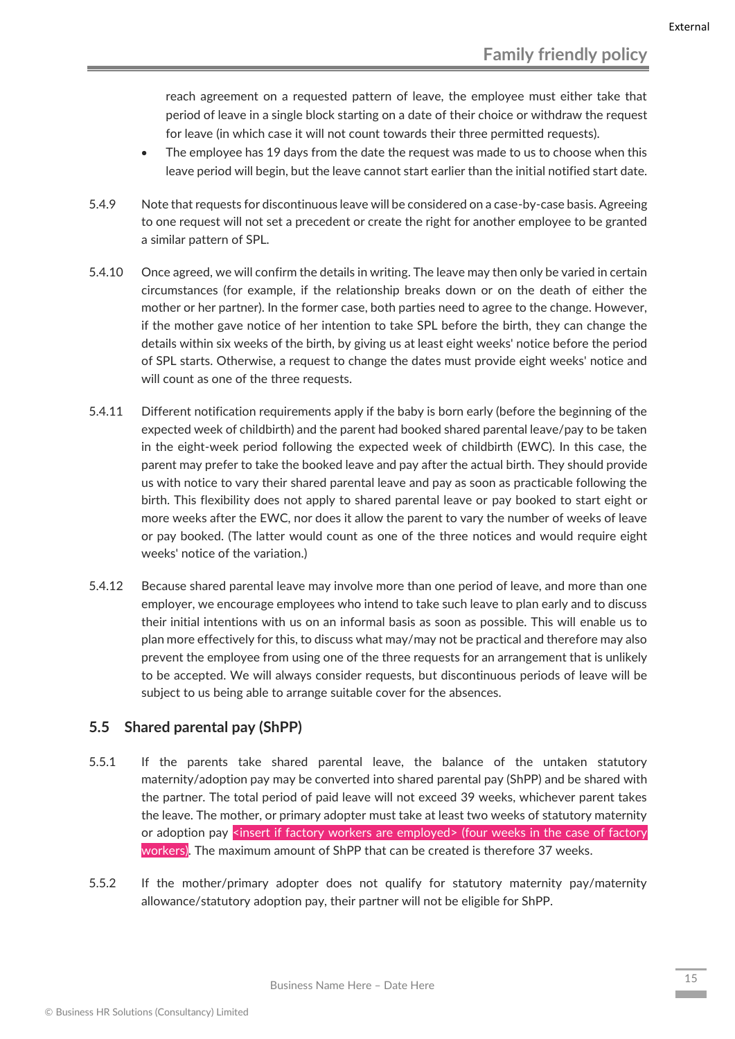reach agreement on a requested pattern of leave, the employee must either take that period of leave in a single block starting on a date of their choice or withdraw the request for leave (in which case it will not count towards their three permitted requests).

- The employee has 19 days from the date the request was made to us to choose when this leave period will begin, but the leave cannot start earlier than the initial notified start date.

5.4.9 Note that requests for discontinuous leave will be considered on a case-by-case basis. Agreeing to one request will not set a precedent or create the right for another employee to be granted a similar pattern of SPL.

5.4.10 Once agreed, we will confirm the details in writing. The leave may then only be varied in certain circumstances (for example, if the relationship breaks down or on the death of either the mother or her partner). In the former case, both parties need to agree to the change. However, if the mother gave notice of her intention to take SPL before the birth, they can change the details within six weeks of the birth, by giving us at least eight weeks' notice before the period of SPL starts. Otherwise, a request to change the dates must provide eight weeks' notice and will count as one of the three requests.

5.4.11 Different notification requirements apply if the baby is born early (before the beginning of the expected week of childbirth) and the parent had booked shared parental leave/pay to be taken in the eight-week period following the expected week of childbirth (EWC). In this case, the parent may prefer to take the booked leave and pay after the actual birth. They should provide us with notice to vary their shared parental leave and pay as soon as practicable following the birth. This flexibility does not apply to shared parental leave or pay booked to start eight or more weeks after the EWC, nor does it allow the parent to vary the number of weeks of leave or pay booked. (The latter would count as one of the three notices and would require eight weeks' notice of the variation.)

5.4.12 Because shared parental leave may involve more than one period of leave, and more than one employer, we encourage employees who intend to take such leave to plan early and to discuss their initial intentions with us on an informal basis as soon as possible. This will enable us to plan more effectively for this, to discuss what may/may not be practical and therefore may also prevent the employee from using one of the three requests for an arrangement that is unlikely to be accepted. We will always consider requests, but discontinuous periods of leave will be subject to us being able to arrange suitable cover for the absences.

## 5.5 Shared parental pay (ShPP)

5.5.1 If the parents take shared parental leave, the balance of the untaken statutory maternity/adoption pay may be converted into shared parental pay (ShPP) and be shared with the partner. The total period of paid leave will not exceed 39 weeks, whichever parent takes the leave. The mother, or primary adopter must take at least two weeks of statutory maternity or adoption pay <insert if factory workers are employed> (four weeks in the case of factory workers). The maximum amount of ShPP that can be created is therefore 37 weeks.

5.5.2 If the mother/primary adopter does not qualify for statutory maternity pay/maternity allowance/statutory adoption pay, their partner will not be eligible for ShPP.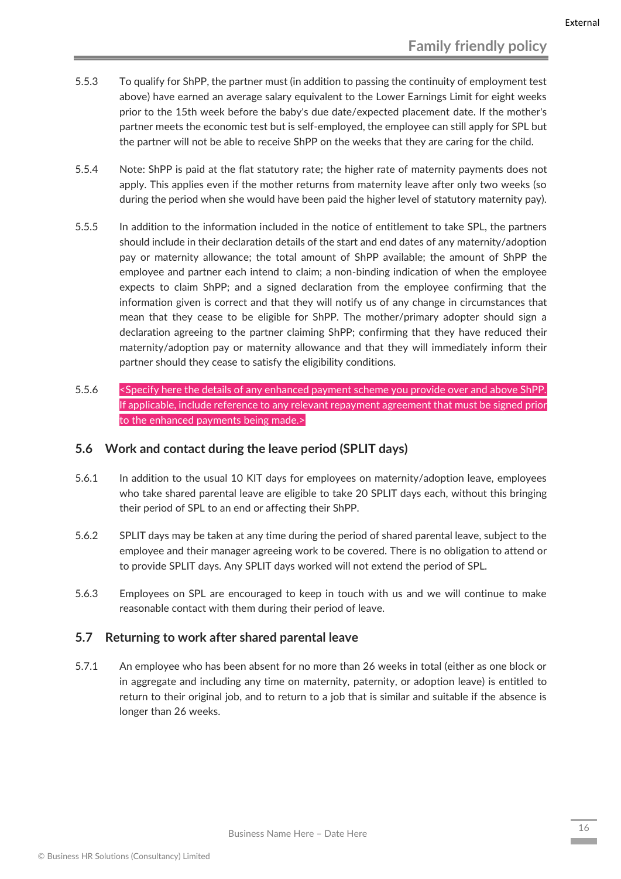5.5.3 To qualify for ShPP, the partner must (in addition to passing the continuity of employment test above) have earned an average salary equivalent to the Lower Earnings Limit for eight weeks prior to the 15th week before the baby's due date/expected placement date. If the mother's partner meets the economic test but is self-employed, the employee can still apply for SPL but the partner will not be able to receive ShPP on the weeks that they are caring for the child.

5.5.4 Note: ShPP is paid at the flat statutory rate; the higher rate of maternity payments does not apply. This applies even if the mother returns from maternity leave after only two weeks (so during the period when she would have been paid the higher level of statutory maternity pay).

5.5.5 In addition to the information included in the notice of entitlement to take SPL, the partners should include in their declaration details of the start and end dates of any maternity/adoption pay or maternity allowance; the total amount of ShPP available; the amount of ShPP the employee and partner each intend to claim; a non-binding indication of when the employee expects to claim ShPP; and a signed declaration from the employee confirming that the information given is correct and that they will notify us of any change in circumstances that mean that they cease to be eligible for ShPP. The mother/primary adopter should sign a declaration agreeing to the partner claiming ShPP; confirming that they have reduced their maternity/adoption pay or maternity allowance and that they will immediately inform their partner should they cease to satisfy the eligibility conditions.

5.5.6 <Specify here the details of any enhanced payment scheme you provide over and above ShPP. If applicable, include reference to any relevant repayment agreement that must be signed prior to the enhanced payments being made.>

## 5.6 Work and contact during the leave period (SPLIT days)

5.6.1 In addition to the usual 10 KIT days for employees on maternity/adoption leave, employees who take shared parental leave are eligible to take 20 SPLIT days each, without this bringing their period of SPL to an end or affecting their ShPP.

5.6.2 SPLIT days may be taken at any time during the period of shared parental leave, subject to the employee and their manager agreeing work to be covered. There is no obligation to attend or to provide SPLIT days. Any SPLIT days worked will not extend the period of SPL.

5.6.3 Employees on SPL are encouraged to keep in touch with us and we will continue to make reasonable contact with them during their period of leave.

## 5.7 Returning to work after shared parental leave

5.7.1 An employee who has been absent for no more than 26 weeks in total (either as one block or in aggregate and including any time on maternity, paternity, or adoption leave) is entitled to return to their original job, and to return to a job that is similar and suitable if the absence is longer than 26 weeks.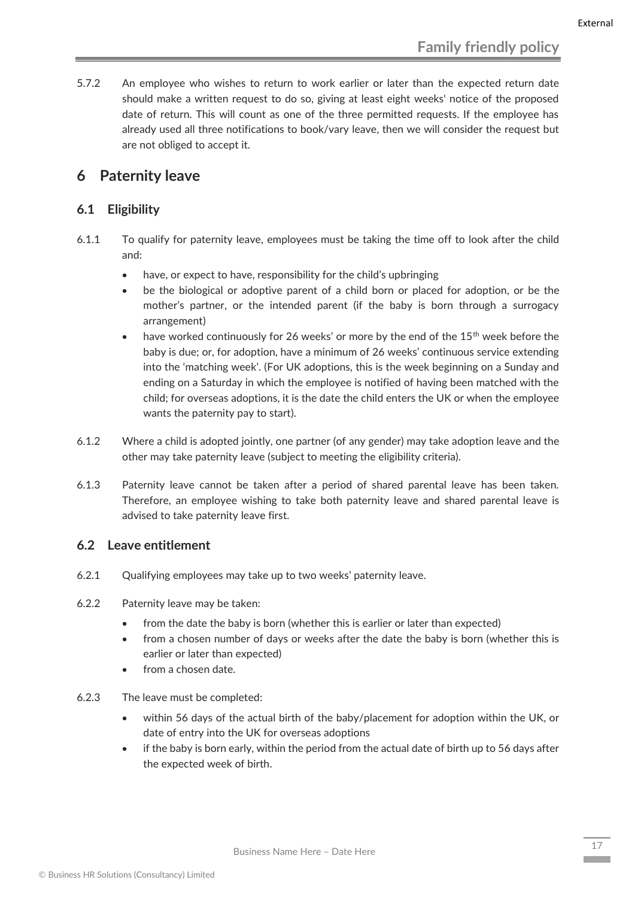5.7.2 An employee who wishes to return to work earlier or later than the expected return date should make a written request to do so, giving at least eight weeks' notice of the proposed date of return. This will count as one of the three permitted requests. If the employee has already used all three notifications to book/vary leave, then we will consider the request but are not obliged to accept it.

# 6 Paternity leave

## 6.1 Eligibility

6.1.1 To qualify for paternity leave, employees must be taking the time off to look after the child and:

- have, or expect to have, responsibility for the child's upbringing
- be the biological or adoptive parent of a child born or placed for adoption, or be the mother's partner, or the intended parent (if the baby is born through a surrogacy arrangement)
- have worked continuously for 26 weeks' or more by the end of the 15th week before the baby is due; or, for adoption, have a minimum of 26 weeks' continuous service extending into the 'matching week'. (For UK adoptions, this is the week beginning on a Sunday and ending on a Saturday in which the employee is notified of having been matched with the child; for overseas adoptions, it is the date the child enters the UK or when the employee wants the paternity pay to start).

6.1.2 Where a child is adopted jointly, one partner (of any gender) may take adoption leave and the other may take paternity leave (subject to meeting the eligibility criteria).

6.1.3 Paternity leave cannot be taken after a period of shared parental leave has been taken. Therefore, an employee wishing to take both paternity leave and shared parental leave is advised to take paternity leave first.

## 6.2 Leave entitlement

6.2.1 Qualifying employees may take up to two weeks' paternity leave.

6.2.2 Paternity leave may be taken:

- from the date the baby is born (whether this is earlier or later than expected)
- from a chosen number of days or weeks after the date the baby is born (whether this is earlier or later than expected)
- from a chosen date.

6.2.3 The leave must be completed:

- within 56 days of the actual birth of the baby/placement for adoption within the UK, or date of entry into the UK for overseas adoptions
- if the baby is born early, within the period from the actual date of birth up to 56 days after the expected week of birth.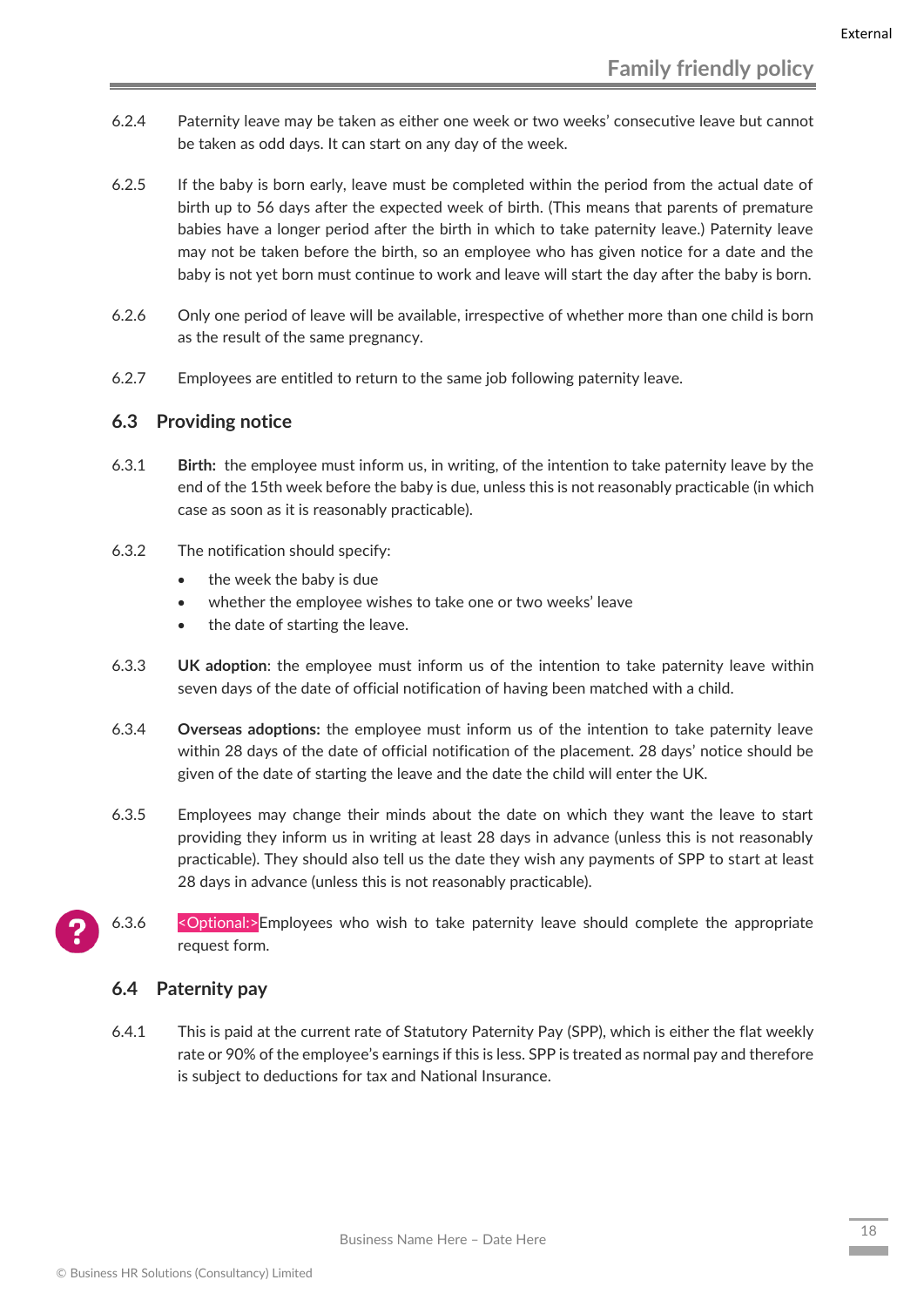6.2.4 Paternity leave may be taken as either one week or two weeks' consecutive leave but cannot be taken as odd days. It can start on any day of the week.

6.2.5 If the baby is born early, leave must be completed within the period from the actual date of birth up to 56 days after the expected week of birth. (This means that parents of premature babies have a longer period after the birth in which to take paternity leave.) Paternity leave may not be taken before the birth, so an employee who has given notice for a date and the baby is not yet born must continue to work and leave will start the day after the baby is born.

6.2.6 Only one period of leave will be available, irrespective of whether more than one child is born as the result of the same pregnancy.

6.2.7 Employees are entitled to return to the same job following paternity leave.

## 6.3 Providing notice

6.3.1 **Birth:** the employee must inform us, in writing, of the intention to take paternity leave by the end of the 15th week before the baby is due, unless this is not reasonably practicable (in which case as soon as it is reasonably practicable).

6.3.2 The notification should specify:

- the week the baby is due
- whether the employee wishes to take one or two weeks' leave
- the date of starting the leave.

6.3.3 **UK adoption**: the employee must inform us of the intention to take paternity leave within seven days of the date of official notification of having been matched with a child.

6.3.4 **Overseas adoptions:** the employee must inform us of the intention to take paternity leave within 28 days of the date of official notification of the placement. 28 days' notice should be given of the date of starting the leave and the date the child will enter the UK.

6.3.5 Employees may change their minds about the date on which they want the leave to start providing they inform us in writing at least 28 days in advance (unless this is not reasonably practicable). They should also tell us the date they wish any payments of SPP to start at least 28 days in advance (unless this is not reasonably practicable).

6.3.6 <Optional:>Employees who wish to take paternity leave should complete the appropriate request form.

## 6.4 Paternity pay

6.4.1 This is paid at the current rate of Statutory Paternity Pay (SPP), which is either the flat weekly rate or 90% of the employee's earnings if this is less. SPP is treated as normal pay and therefore is subject to deductions for tax and National Insurance.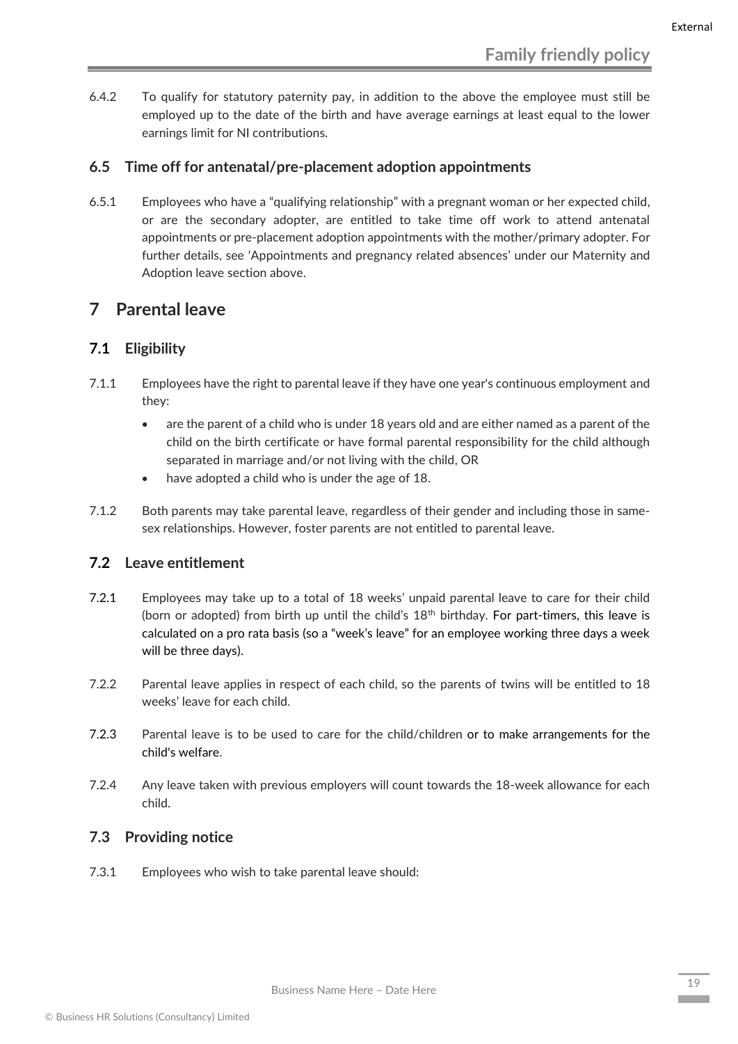6.4.2 To qualify for statutory paternity pay, in addition to the above the employee must still be employed up to the date of the birth and have average earnings at least equal to the lower earnings limit for NI contributions.

### 6.5 Time off for antenatal/pre-placement adoption appointments

6.5.1 Employees who have a "qualifying relationship" with a pregnant woman or her expected child, or are the secondary adopter, are entitled to take time off work to attend antenatal appointments or pre-placement adoption appointments with the mother/primary adopter. For further details, see 'Appointments and pregnancy related absences' under our Maternity and Adoption leave section above.

## 7 Parental leave

### 7.1 Eligibility

7.1.1 Employees have the right to parental leave if they have one year's continuous employment and they:

- are the parent of a child who is under 18 years old and are either named as a parent of the child on the birth certificate or have formal parental responsibility for the child although separated in marriage and/or not living with the child, OR
- have adopted a child who is under the age of 18.

7.1.2 Both parents may take parental leave, regardless of their gender and including those in same-sex relationships. However, foster parents are not entitled to parental leave.

### 7.2 Leave entitlement

7.2.1 Employees may take up to a total of 18 weeks' unpaid parental leave to care for their child (born or adopted) from birth up until the child's 18th birthday. For part-timers, this leave is calculated on a pro rata basis (so a "week's leave" for an employee working three days a week will be three days).

7.2.2 Parental leave applies in respect of each child, so the parents of twins will be entitled to 18 weeks' leave for each child.

7.2.3 Parental leave is to be used to care for the child/children or to make arrangements for the child's welfare.

7.2.4 Any leave taken with previous employers will count towards the 18-week allowance for each child.

### 7.3 Providing notice

7.3.1 Employees who wish to take parental leave should: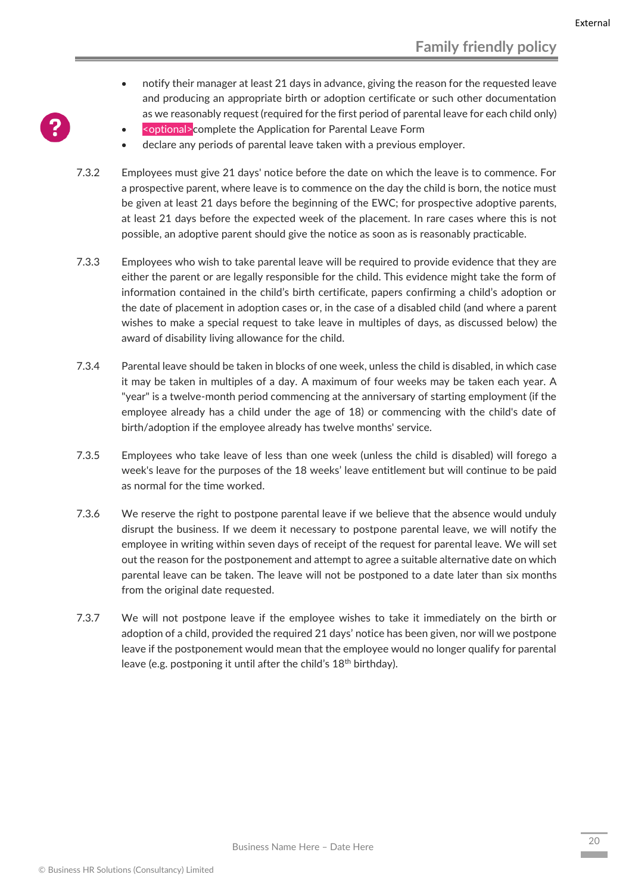- notify their manager at least 21 days in advance, giving the reason for the requested leave and producing an appropriate birth or adoption certificate or such other documentation as we reasonably request (required for the first period of parental leave for each child only)
- <optional>complete the Application for Parental Leave Form
- declare any periods of parental leave taken with a previous employer.

7.3.2 Employees must give 21 days' notice before the date on which the leave is to commence. For a prospective parent, where leave is to commence on the day the child is born, the notice must be given at least 21 days before the beginning of the EWC; for prospective adoptive parents, at least 21 days before the expected week of the placement. In rare cases where this is not possible, an adoptive parent should give the notice as soon as is reasonably practicable.

7.3.3 Employees who wish to take parental leave will be required to provide evidence that they are either the parent or are legally responsible for the child. This evidence might take the form of information contained in the child's birth certificate, papers confirming a child's adoption or the date of placement in adoption cases or, in the case of a disabled child (and where a parent wishes to make a special request to take leave in multiples of days, as discussed below) the award of disability living allowance for the child.

7.3.4 Parental leave should be taken in blocks of one week, unless the child is disabled, in which case it may be taken in multiples of a day. A maximum of four weeks may be taken each year. A "year" is a twelve-month period commencing at the anniversary of starting employment (if the employee already has a child under the age of 18) or commencing with the child's date of birth/adoption if the employee already has twelve months' service.

7.3.5 Employees who take leave of less than one week (unless the child is disabled) will forego a week's leave for the purposes of the 18 weeks' leave entitlement but will continue to be paid as normal for the time worked.

7.3.6 We reserve the right to postpone parental leave if we believe that the absence would unduly disrupt the business. If we deem it necessary to postpone parental leave, we will notify the employee in writing within seven days of receipt of the request for parental leave. We will set out the reason for the postponement and attempt to agree a suitable alternative date on which parental leave can be taken. The leave will not be postponed to a date later than six months from the original date requested.

7.3.7 We will not postpone leave if the employee wishes to take it immediately on the birth or adoption of a child, provided the required 21 days' notice has been given, nor will we postpone leave if the postponement would mean that the employee would no longer qualify for parental leave (e.g. postponing it until after the child's 18th birthday).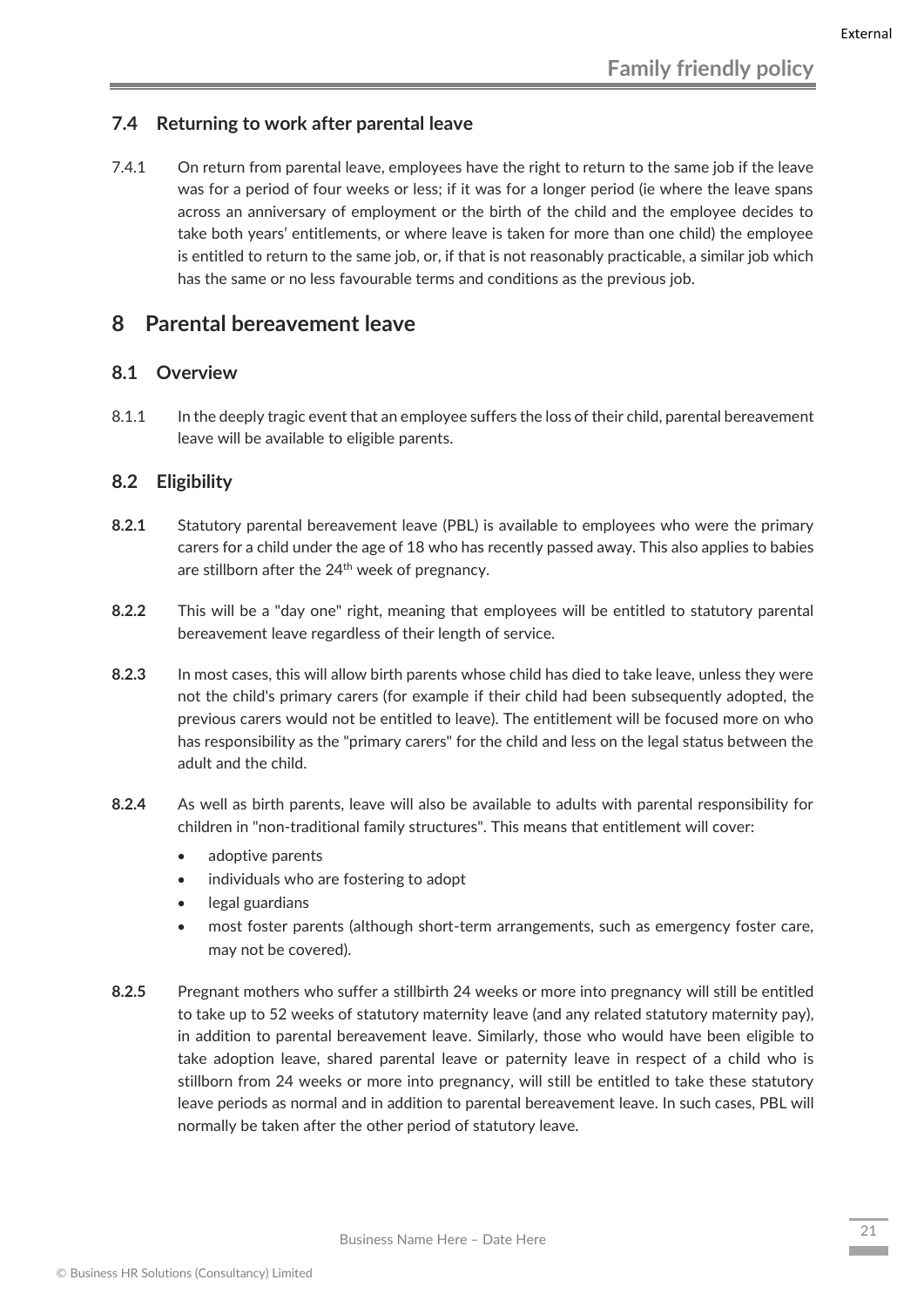### 7.4 Returning to work after parental leave

7.4.1 On return from parental leave, employees have the right to return to the same job if the leave was for a period of four weeks or less; if it was for a longer period (ie where the leave spans across an anniversary of employment or the birth of the child and the employee decides to take both years' entitlements, or where leave is taken for more than one child) the employee is entitled to return to the same job, or, if that is not reasonably practicable, a similar job which has the same or no less favourable terms and conditions as the previous job.

## 8 Parental bereavement leave

### 8.1 Overview

8.1.1 In the deeply tragic event that an employee suffers the loss of their child, parental bereavement leave will be available to eligible parents.

### 8.2 Eligibility

**8.2.1** Statutory parental bereavement leave (PBL) is available to employees who were the primary carers for a child under the age of 18 who has recently passed away. This also applies to babies are stillborn after the 24th week of pregnancy.

**8.2.2** This will be a "day one" right, meaning that employees will be entitled to statutory parental bereavement leave regardless of their length of service.

**8.2.3** In most cases, this will allow birth parents whose child has died to take leave, unless they were not the child's primary carers (for example if their child had been subsequently adopted, the previous carers would not be entitled to leave). The entitlement will be focused more on who has responsibility as the "primary carers" for the child and less on the legal status between the adult and the child.

**8.2.4** As well as birth parents, leave will also be available to adults with parental responsibility for children in "non-traditional family structures". This means that entitlement will cover:

- adoptive parents
- individuals who are fostering to adopt
- legal guardians
- most foster parents (although short-term arrangements, such as emergency foster care, may not be covered).

**8.2.5** Pregnant mothers who suffer a stillbirth 24 weeks or more into pregnancy will still be entitled to take up to 52 weeks of statutory maternity leave (and any related statutory maternity pay), in addition to parental bereavement leave. Similarly, those who would have been eligible to take adoption leave, shared parental leave or paternity leave in respect of a child who is stillborn from 24 weeks or more into pregnancy, will still be entitled to take these statutory leave periods as normal and in addition to parental bereavement leave. In such cases, PBL will normally be taken after the other period of statutory leave.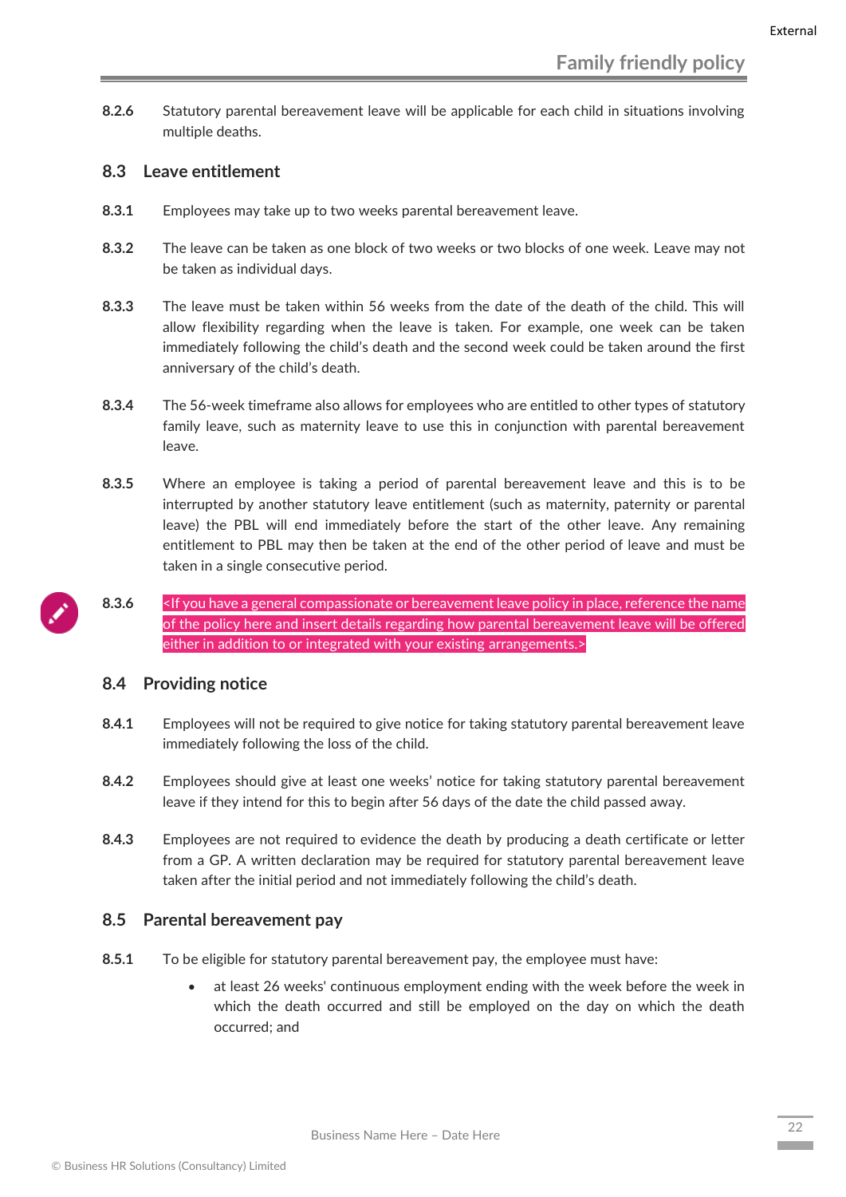**8.2.6** Statutory parental bereavement leave will be applicable for each child in situations involving multiple deaths.

## 8.3 Leave entitlement

**8.3.1** Employees may take up to two weeks parental bereavement leave.

**8.3.2** The leave can be taken as one block of two weeks or two blocks of one week. Leave may not be taken as individual days.

**8.3.3** The leave must be taken within 56 weeks from the date of the death of the child. This will allow flexibility regarding when the leave is taken. For example, one week can be taken immediately following the child's death and the second week could be taken around the first anniversary of the child's death.

**8.3.4** The 56-week timeframe also allows for employees who are entitled to other types of statutory family leave, such as maternity leave to use this in conjunction with parental bereavement leave.

**8.3.5** Where an employee is taking a period of parental bereavement leave and this is to be interrupted by another statutory leave entitlement (such as maternity, paternity or parental leave) the PBL will end immediately before the start of the other leave. Any remaining entitlement to PBL may then be taken at the end of the other period of leave and must be taken in a single consecutive period.

**8.3.6** <If you have a general compassionate or bereavement leave policy in place, reference the name of the policy here and insert details regarding how parental bereavement leave will be offered either in addition to or integrated with your existing arrangements.>

## 8.4 Providing notice

**8.4.1** Employees will not be required to give notice for taking statutory parental bereavement leave immediately following the loss of the child.

**8.4.2** Employees should give at least one weeks' notice for taking statutory parental bereavement leave if they intend for this to begin after 56 days of the date the child passed away.

**8.4.3** Employees are not required to evidence the death by producing a death certificate or letter from a GP. A written declaration may be required for statutory parental bereavement leave taken after the initial period and not immediately following the child's death.

## 8.5 Parental bereavement pay

**8.5.1** To be eligible for statutory parental bereavement pay, the employee must have:

- at least 26 weeks' continuous employment ending with the week before the week in which the death occurred and still be employed on the day on which the death occurred; and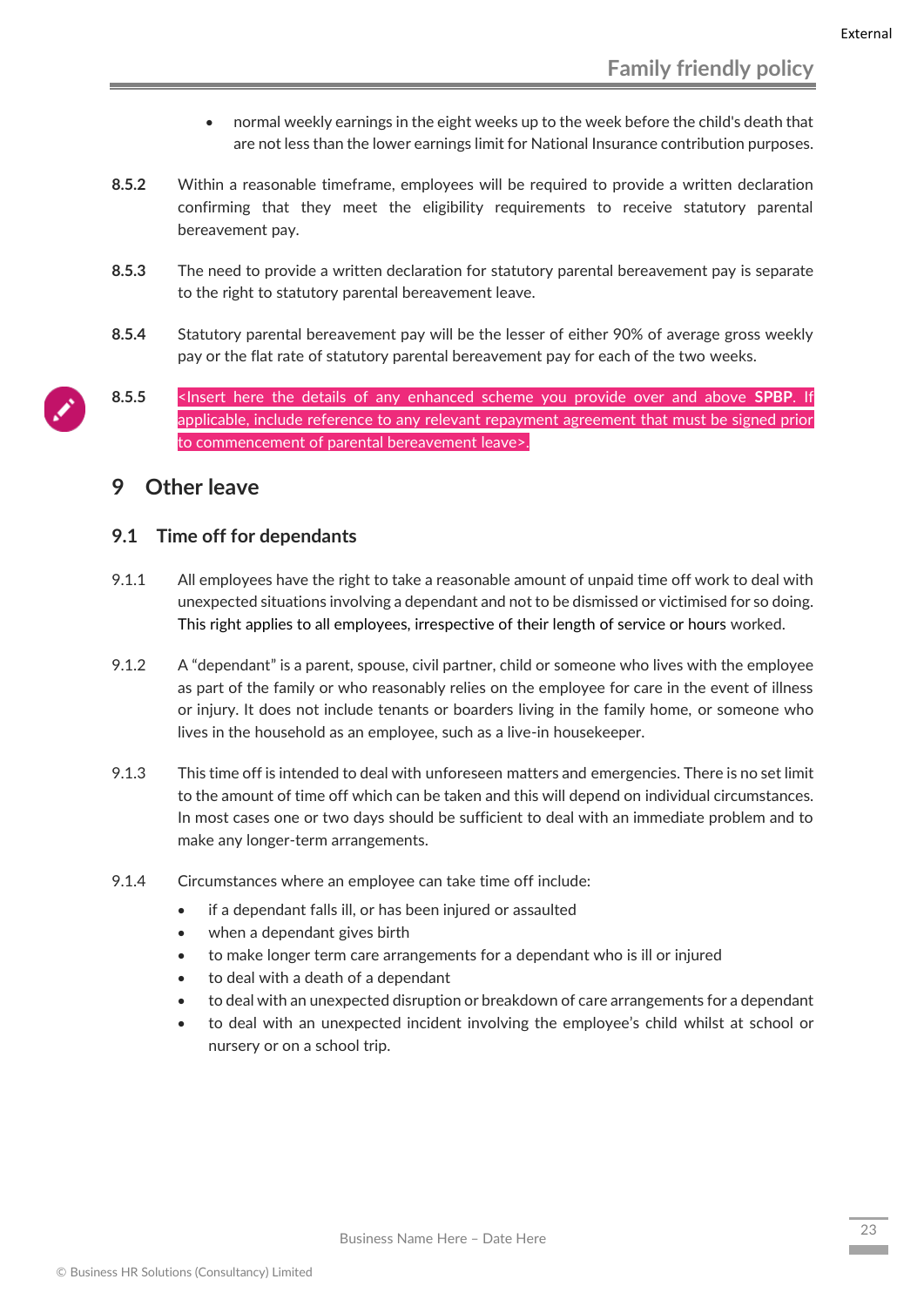- normal weekly earnings in the eight weeks up to the week before the child's death that are not less than the lower earnings limit for National Insurance contribution purposes.

**8.5.2** Within a reasonable timeframe, employees will be required to provide a written declaration confirming that they meet the eligibility requirements to receive statutory parental bereavement pay.

**8.5.3** The need to provide a written declaration for statutory parental bereavement pay is separate to the right to statutory parental bereavement leave.

**8.5.4** Statutory parental bereavement pay will be the lesser of either 90% of average gross weekly pay or the flat rate of statutory parental bereavement pay for each of the two weeks.

**8.5.5** <Insert here the details of any enhanced scheme you provide over and above **SPBP**. If applicable, include reference to any relevant repayment agreement that must be signed prior to commencement of parental bereavement leave>.

## 9 Other leave

### 9.1 Time off for dependants

9.1.1 All employees have the right to take a reasonable amount of unpaid time off work to deal with unexpected situations involving a dependant and not to be dismissed or victimised for so doing. This right applies to all employees, irrespective of their length of service or hours worked.

9.1.2 A "dependant" is a parent, spouse, civil partner, child or someone who lives with the employee as part of the family or who reasonably relies on the employee for care in the event of illness or injury. It does not include tenants or boarders living in the family home, or someone who lives in the household as an employee, such as a live-in housekeeper.

9.1.3 This time off is intended to deal with unforeseen matters and emergencies. There is no set limit to the amount of time off which can be taken and this will depend on individual circumstances. In most cases one or two days should be sufficient to deal with an immediate problem and to make any longer-term arrangements.

9.1.4 Circumstances where an employee can take time off include:

- if a dependant falls ill, or has been injured or assaulted
- when a dependant gives birth
- to make longer term care arrangements for a dependant who is ill or injured
- to deal with a death of a dependant
- to deal with an unexpected disruption or breakdown of care arrangements for a dependant
- to deal with an unexpected incident involving the employee's child whilst at school or nursery or on a school trip.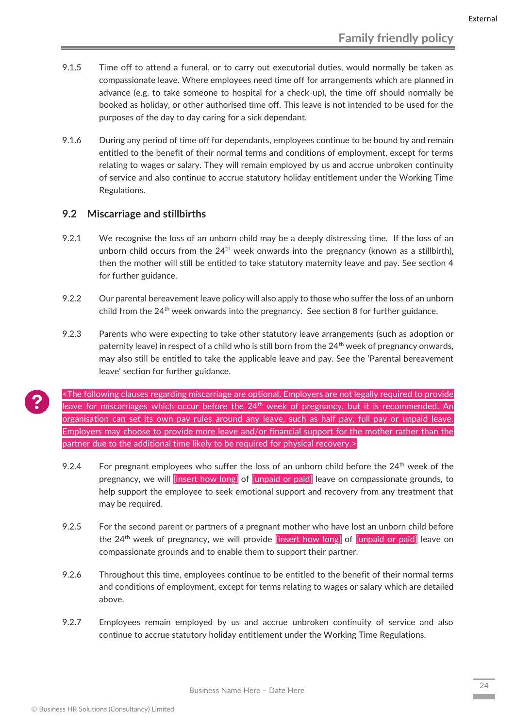9.1.5 Time off to attend a funeral, or to carry out executorial duties, would normally be taken as compassionate leave. Where employees need time off for arrangements which are planned in advance (e.g. to take someone to hospital for a check-up), the time off should normally be booked as holiday, or other authorised time off. This leave is not intended to be used for the purposes of the day to day caring for a sick dependant.

9.1.6 During any period of time off for dependants, employees continue to be bound by and remain entitled to the benefit of their normal terms and conditions of employment, except for terms relating to wages or salary. They will remain employed by us and accrue unbroken continuity of service and also continue to accrue statutory holiday entitlement under the Working Time Regulations.

## 9.2 Miscarriage and stillbirths

9.2.1 We recognise the loss of an unborn child may be a deeply distressing time. If the loss of an unborn child occurs from the 24th week onwards into the pregnancy (known as a stillbirth), then the mother will still be entitled to take statutory maternity leave and pay. See section 4 for further guidance.

9.2.2 Our parental bereavement leave policy will also apply to those who suffer the loss of an unborn child from the 24th week onwards into the pregnancy. See section 8 for further guidance.

9.2.3 Parents who were expecting to take other statutory leave arrangements (such as adoption or paternity leave) in respect of a child who is still born from the 24th week of pregnancy onwards, may also still be entitled to take the applicable leave and pay. See the 'Parental bereavement leave' section for further guidance.

<The following clauses regarding miscarriage are optional. Employers are not legally required to provide leave for miscarriages which occur before the 24th week of pregnancy, but it is recommended. An organisation can set its own pay rules around any leave, such as half pay, full pay or unpaid leave. Employers may choose to provide more leave and/or financial support for the mother rather than the partner due to the additional time likely to be required for physical recovery.>

9.2.4 For pregnant employees who suffer the loss of an unborn child before the 24th week of the pregnancy, we will [insert how long] of [unpaid or paid] leave on compassionate grounds, to help support the employee to seek emotional support and recovery from any treatment that may be required.

9.2.5 For the second parent or partners of a pregnant mother who have lost an unborn child before the 24th week of pregnancy, we will provide [insert how long] of [unpaid or paid] leave on compassionate grounds and to enable them to support their partner.

9.2.6 Throughout this time, employees continue to be entitled to the benefit of their normal terms and conditions of employment, except for terms relating to wages or salary which are detailed above.

9.2.7 Employees remain employed by us and accrue unbroken continuity of service and also continue to accrue statutory holiday entitlement under the Working Time Regulations.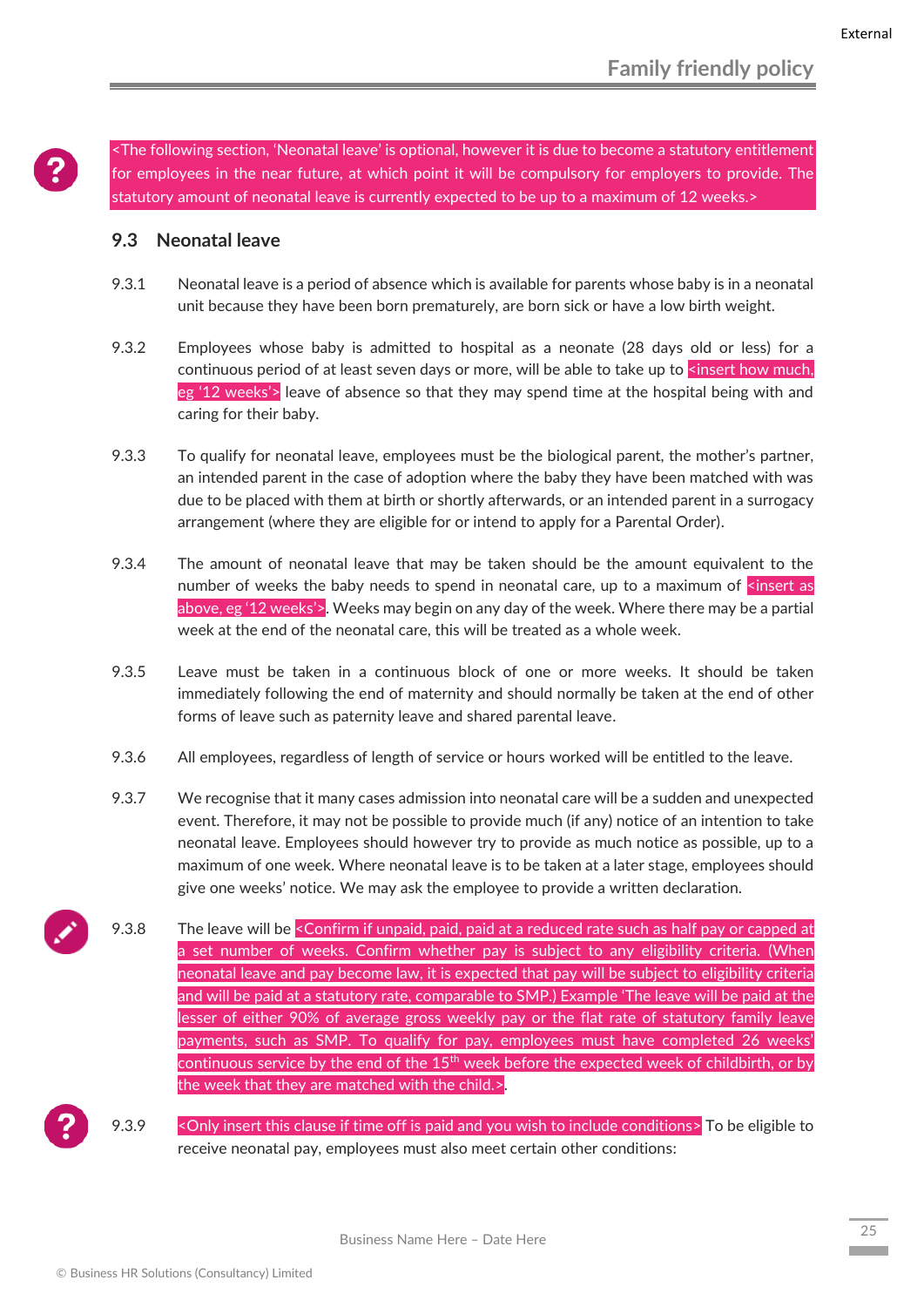<The following section, 'Neonatal leave' is optional, however it is due to become a statutory entitlement for employees in the near future, at which point it will be compulsory for employers to provide. The statutory amount of neonatal leave is currently expected to be up to a maximum of 12 weeks.>

### 9.3 Neonatal leave

9.3.1 Neonatal leave is a period of absence which is available for parents whose baby is in a neonatal unit because they have been born prematurely, are born sick or have a low birth weight.

9.3.2 Employees whose baby is admitted to hospital as a neonate (28 days old or less) for a continuous period of at least seven days or more, will be able to take up to <insert how much, eg '12 weeks'> leave of absence so that they may spend time at the hospital being with and caring for their baby.

9.3.3 To qualify for neonatal leave, employees must be the biological parent, the mother's partner, an intended parent in the case of adoption where the baby they have been matched with was due to be placed with them at birth or shortly afterwards, or an intended parent in a surrogacy arrangement (where they are eligible for or intend to apply for a Parental Order).

9.3.4 The amount of neonatal leave that may be taken should be the amount equivalent to the number of weeks the baby needs to spend in neonatal care, up to a maximum of <insert as above, eg '12 weeks'>. Weeks may begin on any day of the week. Where there may be a partial week at the end of the neonatal care, this will be treated as a whole week.

9.3.5 Leave must be taken in a continuous block of one or more weeks. It should be taken immediately following the end of maternity and should normally be taken at the end of other forms of leave such as paternity leave and shared parental leave.

9.3.6 All employees, regardless of length of service or hours worked will be entitled to the leave.

9.3.7 We recognise that it many cases admission into neonatal care will be a sudden and unexpected event. Therefore, it may not be possible to provide much (if any) notice of an intention to take neonatal leave. Employees should however try to provide as much notice as possible, up to a maximum of one week. Where neonatal leave is to be taken at a later stage, employees should give one weeks' notice. We may ask the employee to provide a written declaration.

9.3.8 The leave will be <Confirm if unpaid, paid, paid at a reduced rate such as half pay or capped at a set number of weeks. Confirm whether pay is subject to any eligibility criteria. (When neonatal leave and pay become law, it is expected that pay will be subject to eligibility criteria and will be paid at a statutory rate, comparable to SMP.) Example 'The leave will be paid at the lesser of either 90% of average gross weekly pay or the flat rate of statutory family leave payments, such as SMP. To qualify for pay, employees must have completed 26 weeks' continuous service by the end of the 15th week before the expected week of childbirth, or by the week that they are matched with the child.>.

9.3.9 <Only insert this clause if time off is paid and you wish to include conditions> To be eligible to receive neonatal pay, employees must also meet certain other conditions: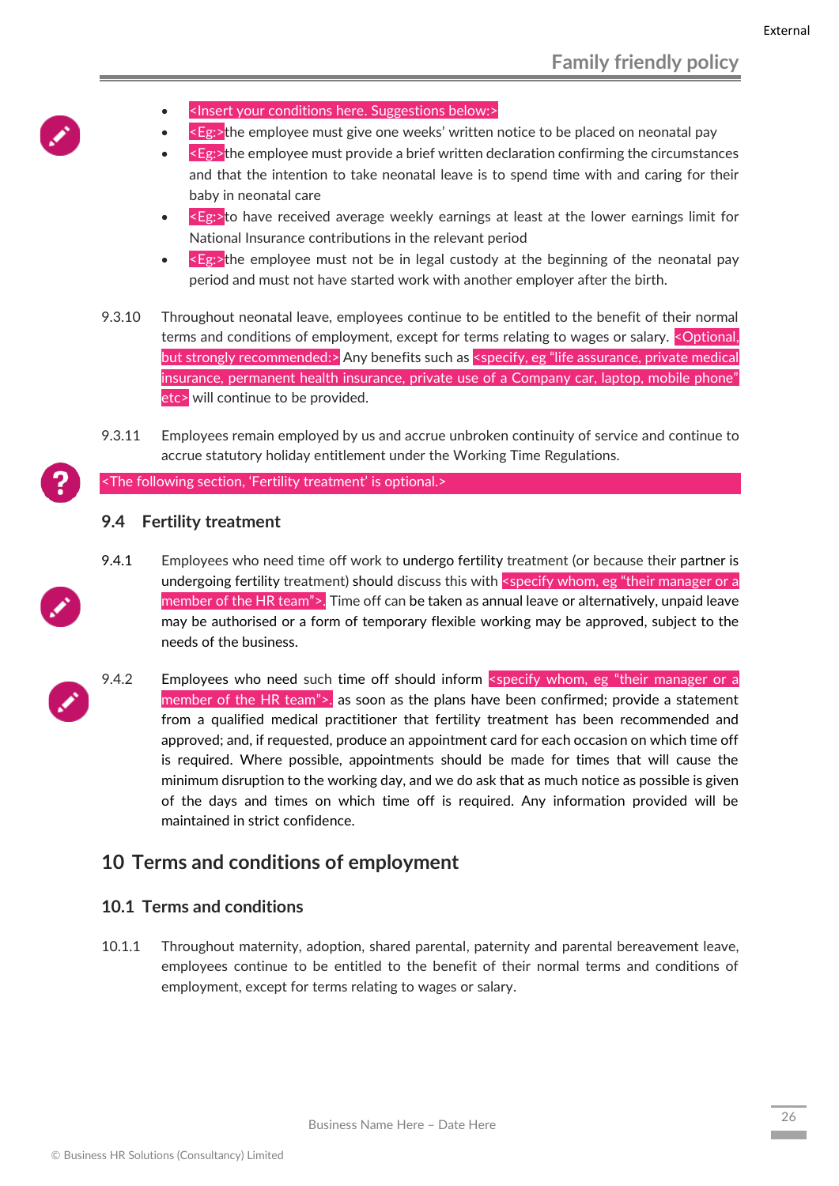- <Insert your conditions here. Suggestions below:>
- <Eg:>the employee must give one weeks' written notice to be placed on neonatal pay
- <Eg:>the employee must provide a brief written declaration confirming the circumstances and that the intention to take neonatal leave is to spend time with and caring for their baby in neonatal care
- <Eg:>to have received average weekly earnings at least at the lower earnings limit for National Insurance contributions in the relevant period
- <Eg:>the employee must not be in legal custody at the beginning of the neonatal pay period and must not have started work with another employer after the birth.

9.3.10 Throughout neonatal leave, employees continue to be entitled to the benefit of their normal terms and conditions of employment, except for terms relating to wages or salary. <Optional, but strongly recommended:> Any benefits such as <specify, eg "life assurance, private medical insurance, permanent health insurance, private use of a Company car, laptop, mobile phone" etc> will continue to be provided.

9.3.11 Employees remain employed by us and accrue unbroken continuity of service and continue to accrue statutory holiday entitlement under the Working Time Regulations.

<The following section, 'Fertility treatment' is optional.>

## 9.4 Fertility treatment

9.4.1 Employees who need time off work to undergo fertility treatment (or because their partner is undergoing fertility treatment) should discuss this with <specify whom, eg "their manager or a member of the HR team">. Time off can be taken as annual leave or alternatively, unpaid leave may be authorised or a form of temporary flexible working may be approved, subject to the needs of the business.

9.4.2 Employees who need such time off should inform <specify whom, eg "their manager or a member of the HR team">, as soon as the plans have been confirmed; provide a statement from a qualified medical practitioner that fertility treatment has been recommended and approved; and, if requested, produce an appointment card for each occasion on which time off is required. Where possible, appointments should be made for times that will cause the minimum disruption to the working day, and we do ask that as much notice as possible is given of the days and times on which time off is required. Any information provided will be maintained in strict confidence.

# 10 Terms and conditions of employment

## 10.1 Terms and conditions

10.1.1 Throughout maternity, adoption, shared parental, paternity and parental bereavement leave, employees continue to be entitled to the benefit of their normal terms and conditions of employment, except for terms relating to wages or salary.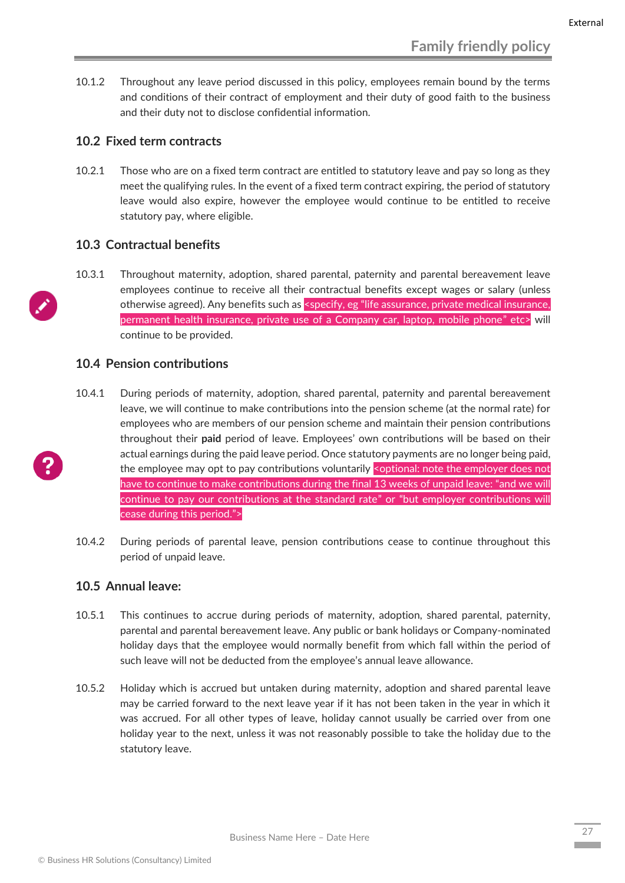10.1.2 Throughout any leave period discussed in this policy, employees remain bound by the terms and conditions of their contract of employment and their duty of good faith to the business and their duty not to disclose confidential information.

### 10.2 Fixed term contracts

10.2.1 Those who are on a fixed term contract are entitled to statutory leave and pay so long as they meet the qualifying rules. In the event of a fixed term contract expiring, the period of statutory leave would also expire, however the employee would continue to be entitled to receive statutory pay, where eligible.

### 10.3 Contractual benefits

10.3.1 Throughout maternity, adoption, shared parental, paternity and parental bereavement leave employees continue to receive all their contractual benefits except wages or salary (unless otherwise agreed). Any benefits such as <specify, eg "life assurance, private medical insurance, permanent health insurance, private use of a Company car, laptop, mobile phone" etc> will continue to be provided.

### 10.4 Pension contributions

10.4.1 During periods of maternity, adoption, shared parental, paternity and parental bereavement leave, we will continue to make contributions into the pension scheme (at the normal rate) for employees who are members of our pension scheme and maintain their pension contributions throughout their **paid** period of leave. Employees' own contributions will be based on their actual earnings during the paid leave period. Once statutory payments are no longer being paid, the employee may opt to pay contributions voluntarily <optional: note the employer does not have to continue to make contributions during the final 13 weeks of unpaid leave: "and we will continue to pay our contributions at the standard rate" or "but employer contributions will cease during this period.">

10.4.2 During periods of parental leave, pension contributions cease to continue throughout this period of unpaid leave.

### 10.5 Annual leave:

10.5.1 This continues to accrue during periods of maternity, adoption, shared parental, paternity, parental and parental bereavement leave. Any public or bank holidays or Company-nominated holiday days that the employee would normally benefit from which fall within the period of such leave will not be deducted from the employee's annual leave allowance.

10.5.2 Holiday which is accrued but untaken during maternity, adoption and shared parental leave may be carried forward to the next leave year if it has not been taken in the year in which it was accrued. For all other types of leave, holiday cannot usually be carried over from one holiday year to the next, unless it was not reasonably possible to take the holiday due to the statutory leave.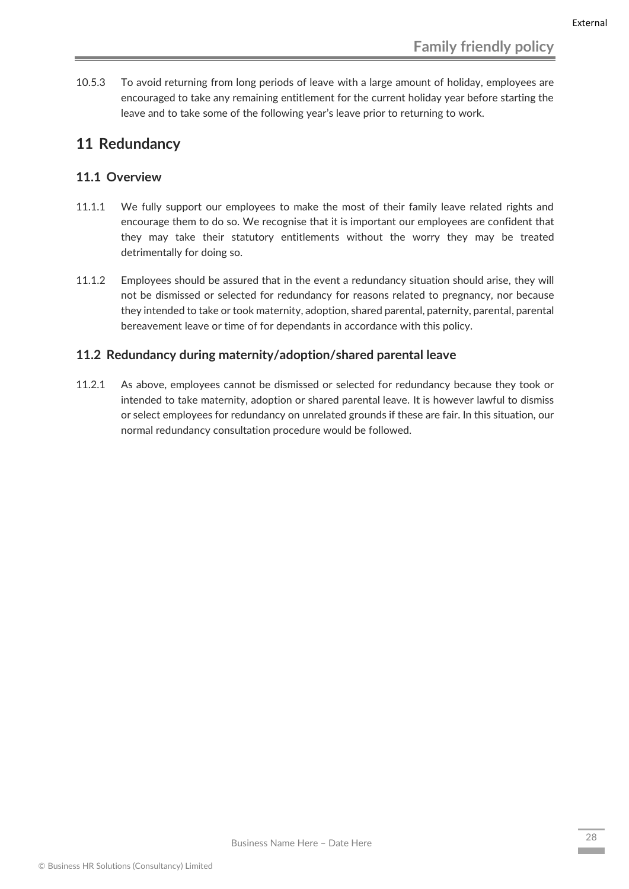10.5.3 To avoid returning from long periods of leave with a large amount of holiday, employees are encouraged to take any remaining entitlement for the current holiday year before starting the leave and to take some of the following year's leave prior to returning to work.

## 11 Redundancy

### 11.1 Overview

11.1.1 We fully support our employees to make the most of their family leave related rights and encourage them to do so. We recognise that it is important our employees are confident that they may take their statutory entitlements without the worry they may be treated detrimentally for doing so.

11.1.2 Employees should be assured that in the event a redundancy situation should arise, they will not be dismissed or selected for redundancy for reasons related to pregnancy, nor because they intended to take or took maternity, adoption, shared parental, paternity, parental, parental bereavement leave or time of for dependants in accordance with this policy.

### 11.2 Redundancy during maternity/adoption/shared parental leave

11.2.1 As above, employees cannot be dismissed or selected for redundancy because they took or intended to take maternity, adoption or shared parental leave. It is however lawful to dismiss or select employees for redundancy on unrelated grounds if these are fair. In this situation, our normal redundancy consultation procedure would be followed.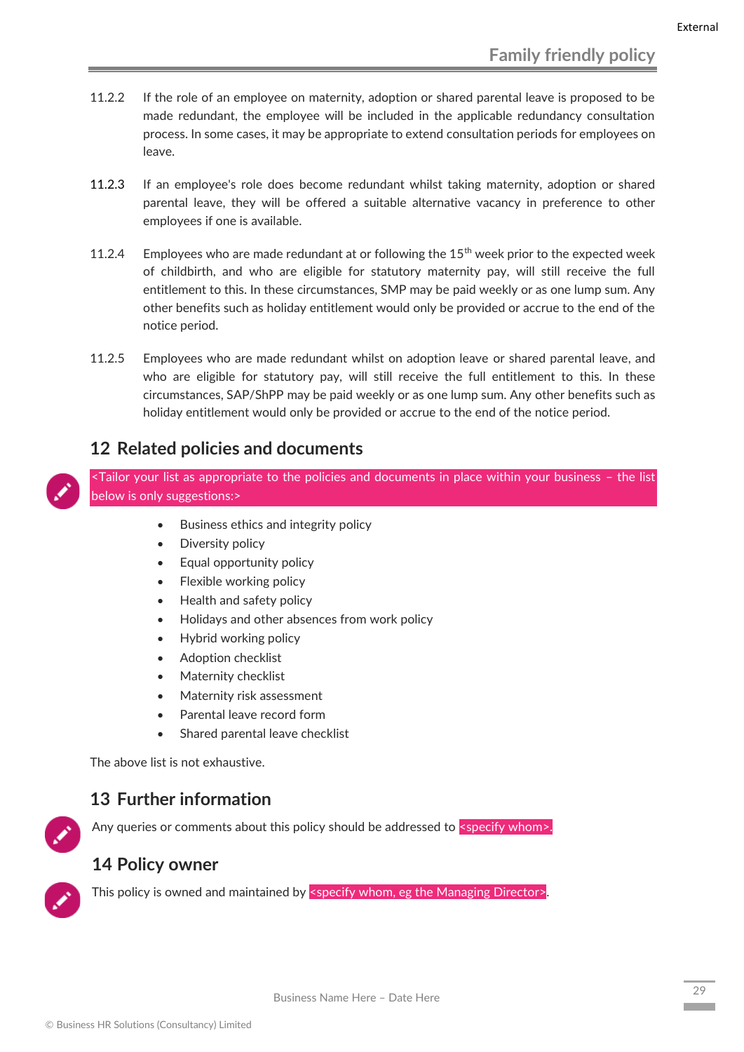11.2.2 If the role of an employee on maternity, adoption or shared parental leave is proposed to be made redundant, the employee will be included in the applicable redundancy consultation process. In some cases, it may be appropriate to extend consultation periods for employees on leave.

11.2.3 If an employee's role does become redundant whilst taking maternity, adoption or shared parental leave, they will be offered a suitable alternative vacancy in preference to other employees if one is available.

11.2.4 Employees who are made redundant at or following the 15th week prior to the expected week of childbirth, and who are eligible for statutory maternity pay, will still receive the full entitlement to this. In these circumstances, SMP may be paid weekly or as one lump sum. Any other benefits such as holiday entitlement would only be provided or accrue to the end of the notice period.

11.2.5 Employees who are made redundant whilst on adoption leave or shared parental leave, and who are eligible for statutory pay, will still receive the full entitlement to this. In these circumstances, SAP/ShPP may be paid weekly or as one lump sum. Any other benefits such as holiday entitlement would only be provided or accrue to the end of the notice period.

## 12 Related policies and documents

<Tailor your list as appropriate to the policies and documents in place within your business – the list below is only suggestions:>

- Business ethics and integrity policy
- Diversity policy
- Equal opportunity policy
- Flexible working policy
- Health and safety policy
- Holidays and other absences from work policy
- Hybrid working policy
- Adoption checklist
- Maternity checklist
- Maternity risk assessment
- Parental leave record form
- Shared parental leave checklist

The above list is not exhaustive.

## 13 Further information

Any queries or comments about this policy should be addressed to <specify whom>.

## 14 Policy owner

This policy is owned and maintained by <specify whom, eg the Managing Director>.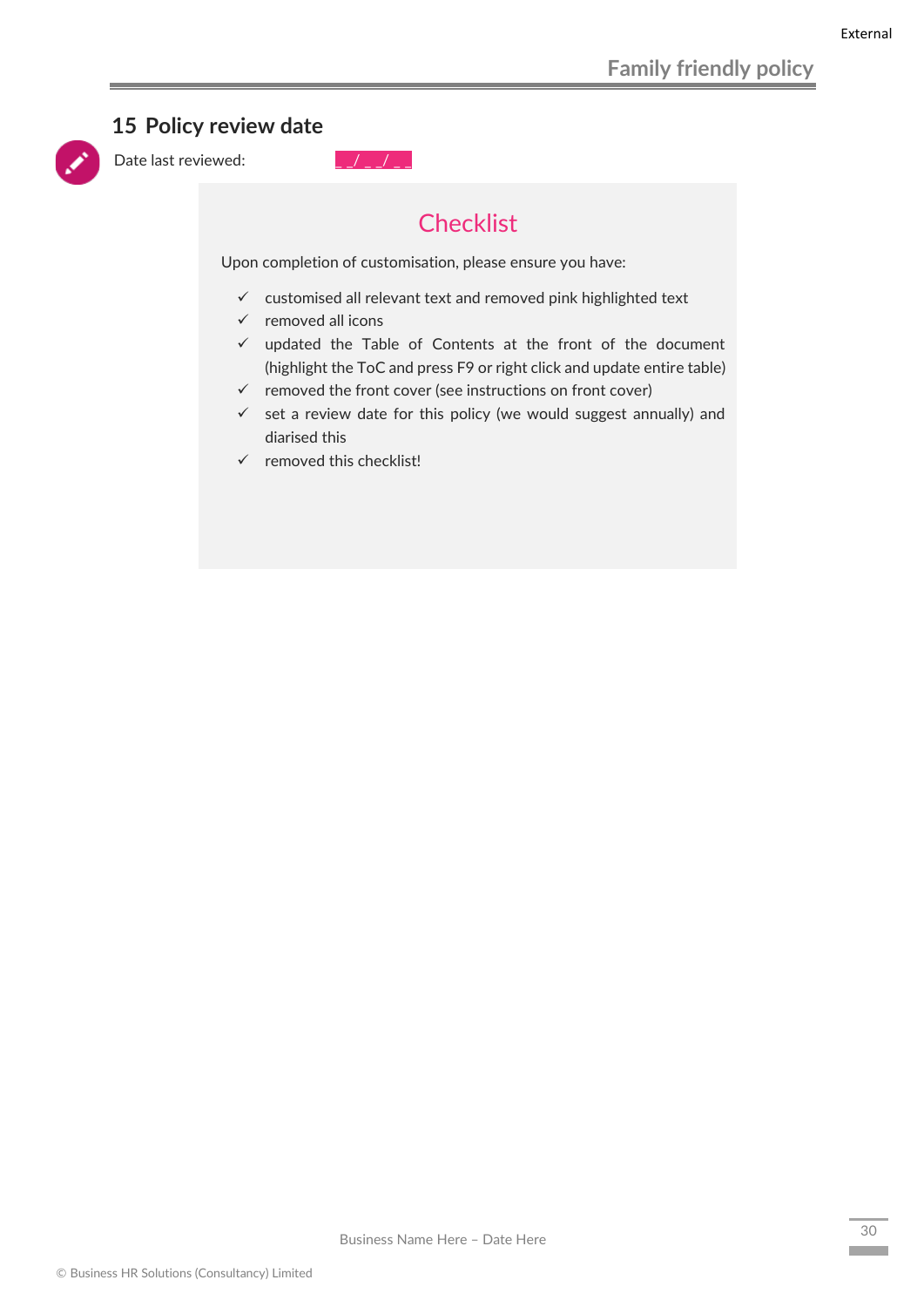## 15 Policy review date

Date last reviewed: __/__/__

### Checklist

Upon completion of customisation, please ensure you have:

- ✓ customised all relevant text and removed pink highlighted text
- ✓ removed all icons
- ✓ updated the Table of Contents at the front of the document (highlight the ToC and press F9 or right click and update entire table)
- ✓ removed the front cover (see instructions on front cover)
- ✓ set a review date for this policy (we would suggest annually) and diarised this
- ✓ removed this checklist!

© Business HR Solutions (Consultancy) Limited